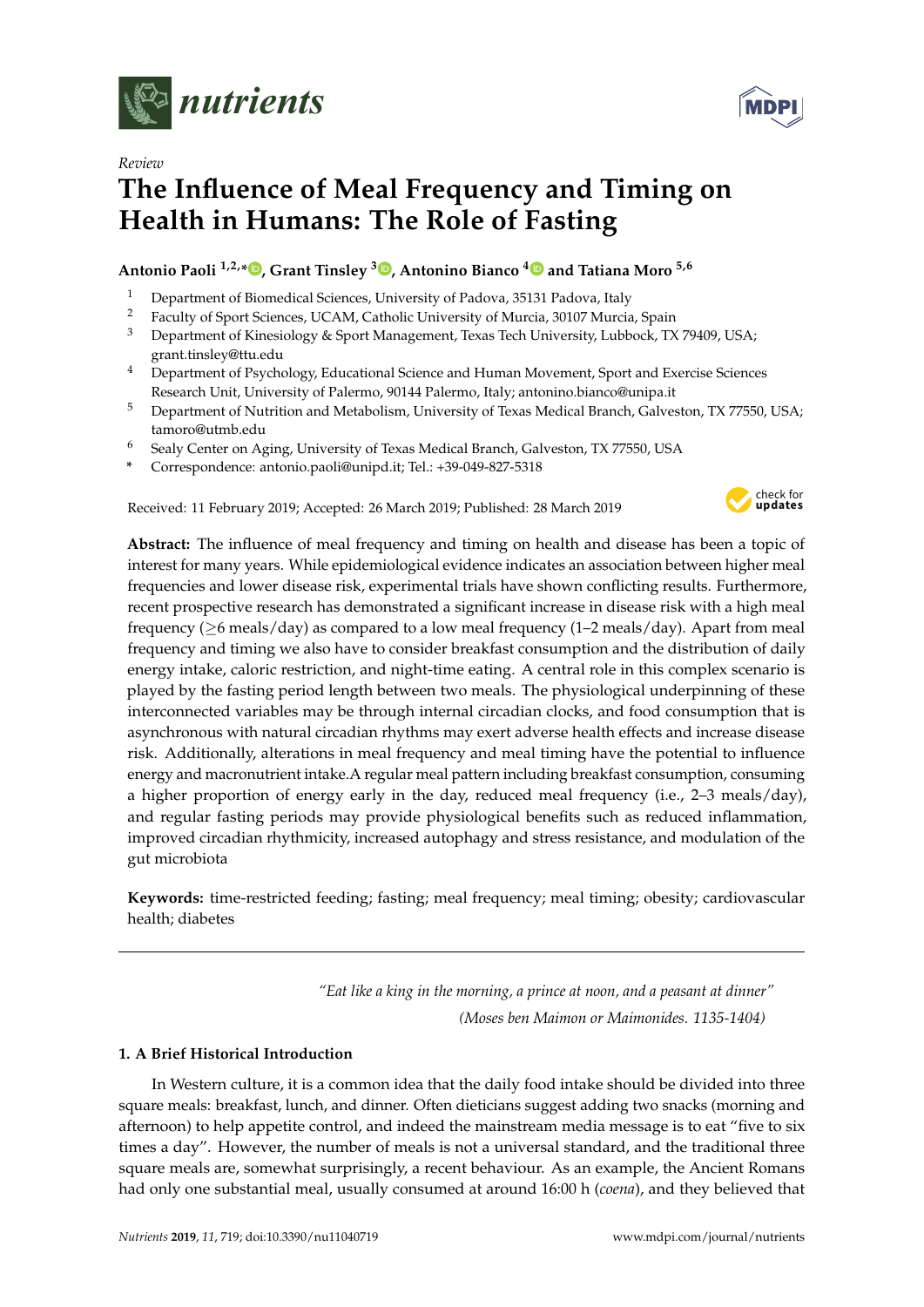*Review*

# The Influence of Meal Frequency and Timing on Health in Humans: The Role of Fasting

**Antonio Paoli** [1,2,*], **Grant Tinsley** [3], **Antonino Bianco** [4] **and Tatiana Moro** [5,6]

1. Department of Biomedical Sciences, University of Padova, 35131 Padova, Italy
2. Faculty of Sport Sciences, UCAM, Catholic University of Murcia, 30107 Murcia, Spain
3. Department of Kinesiology & Sport Management, Texas Tech University, Lubbock, TX 79409, USA; grant.tinsley@ttu.edu
4. Department of Psychology, Educational Science and Human Movement, Sport and Exercise Sciences Research Unit, University of Palermo, 90144 Palermo, Italy; antonino.bianco@unipa.it
5. Department of Nutrition and Metabolism, University of Texas Medical Branch, Galveston, TX 77550, USA; tamoro@utmb.edu
6. Sealy Center on Aging, University of Texas Medical Branch, Galveston, TX 77550, USA

\* Correspondence: antonio.paoli@unipd.it; Tel.: +39-049-827-5318

Received: 11 February 2019; Accepted: 26 March 2019; Published: 28 March 2019

**Abstract:** The influence of meal frequency and timing on health and disease has been a topic of interest for many years. While epidemiological evidence indicates an association between higher meal frequencies and lower disease risk, experimental trials have shown conflicting results. Furthermore, recent prospective research has demonstrated a significant increase in disease risk with a high meal frequency (≥6 meals/day) as compared to a low meal frequency (1–2 meals/day). Apart from meal frequency and timing we also have to consider breakfast consumption and the distribution of daily energy intake, caloric restriction, and night-time eating. A central role in this complex scenario is played by the fasting period length between two meals. The physiological underpinning of these interconnected variables may be through internal circadian clocks, and food consumption that is asynchronous with natural circadian rhythms may exert adverse health effects and increase disease risk. Additionally, alterations in meal frequency and meal timing have the potential to influence energy and macronutrient intake.A regular meal pattern including breakfast consumption, consuming a higher proportion of energy early in the day, reduced meal frequency (i.e., 2–3 meals/day), and regular fasting periods may provide physiological benefits such as reduced inflammation, improved circadian rhythmicity, increased autophagy and stress resistance, and modulation of the gut microbiota

**Keywords:** time-restricted feeding; fasting; meal frequency; meal timing; obesity; cardiovascular health; diabetes

---

*"Eat like a king in the morning, a prince at noon, and a peasant at dinner"*

*(Moses ben Maimon or Maimonides. 1135-1404)*

## 1. A Brief Historical Introduction

In Western culture, it is a common idea that the daily food intake should be divided into three square meals: breakfast, lunch, and dinner. Often dieticians suggest adding two snacks (morning and afternoon) to help appetite control, and indeed the mainstream media message is to eat "five to six times a day". However, the number of meals is not a universal standard, and the traditional three square meals are, somewhat surprisingly, a recent behaviour. As an example, the Ancient Romans had only one substantial meal, usually consumed at around 16:00 h (*coena*), and they believed that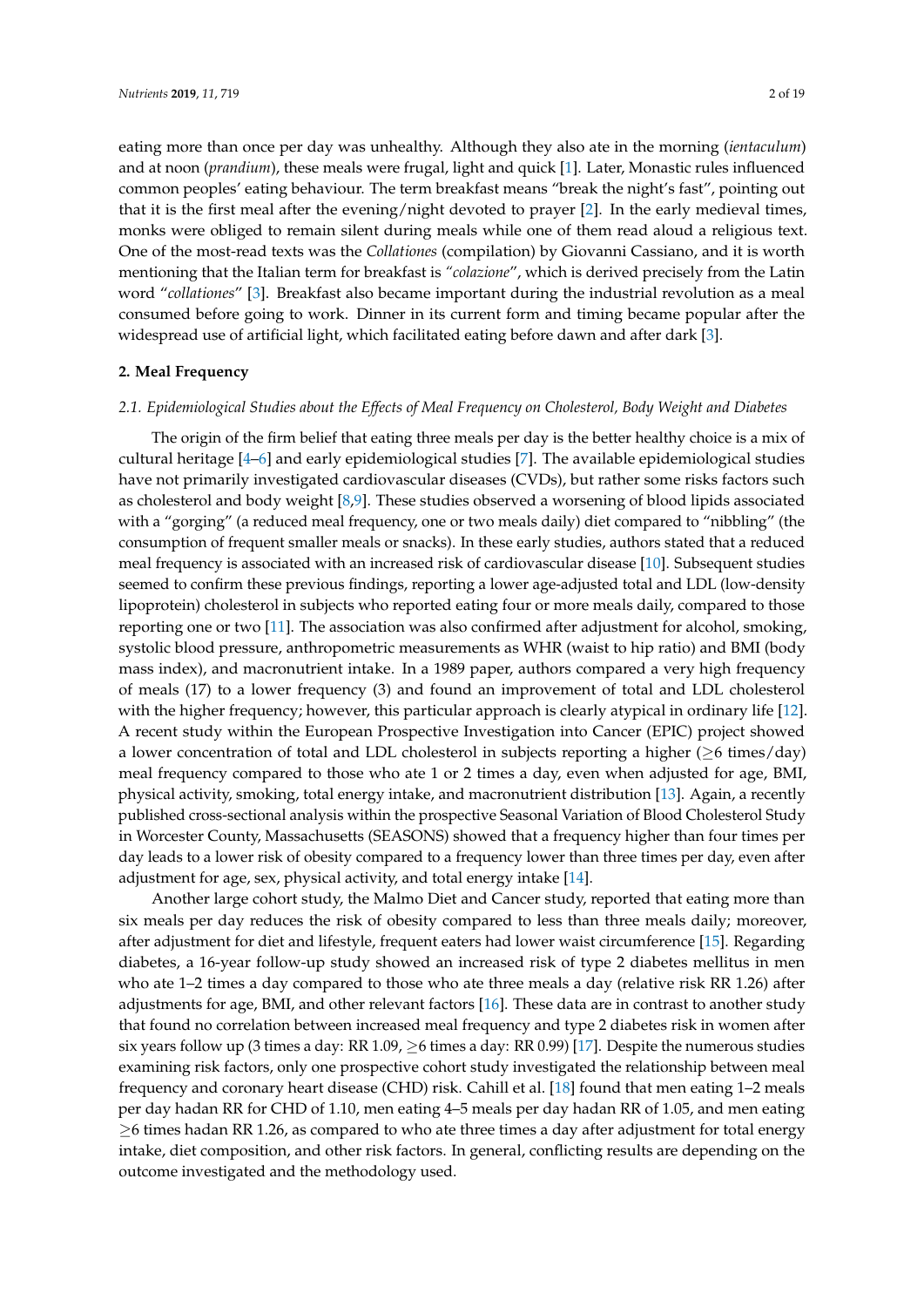eating more than once per day was unhealthy. Although they also ate in the morning (*ientaculum*) and at noon (*prandium*), these meals were frugal, light and quick [1]. Later, Monastic rules influenced common peoples' eating behaviour. The term breakfast means "break the night's fast", pointing out that it is the first meal after the evening/night devoted to prayer [2]. In the early medieval times, monks were obliged to remain silent during meals while one of them read aloud a religious text. One of the most-read texts was the *Collationes* (compilation) by Giovanni Cassiano, and it is worth mentioning that the Italian term for breakfast is "*colazione*", which is derived precisely from the Latin word "*collationes*" [3]. Breakfast also became important during the industrial revolution as a meal consumed before going to work. Dinner in its current form and timing became popular after the widespread use of artificial light, which facilitated eating before dawn and after dark [3].

## 2. Meal Frequency

### *2.1. Epidemiological Studies about the Effects of Meal Frequency on Cholesterol, Body Weight and Diabetes*

The origin of the firm belief that eating three meals per day is the better healthy choice is a mix of cultural heritage [4–6] and early epidemiological studies [7]. The available epidemiological studies have not primarily investigated cardiovascular diseases (CVDs), but rather some risks factors such as cholesterol and body weight [8,9]. These studies observed a worsening of blood lipids associated with a "gorging" (a reduced meal frequency, one or two meals daily) diet compared to "nibbling" (the consumption of frequent smaller meals or snacks). In these early studies, authors stated that a reduced meal frequency is associated with an increased risk of cardiovascular disease [10]. Subsequent studies seemed to confirm these previous findings, reporting a lower age-adjusted total and LDL (low-density lipoprotein) cholesterol in subjects who reported eating four or more meals daily, compared to those reporting one or two [11]. The association was also confirmed after adjustment for alcohol, smoking, systolic blood pressure, anthropometric measurements as WHR (waist to hip ratio) and BMI (body mass index), and macronutrient intake. In a 1989 paper, authors compared a very high frequency of meals (17) to a lower frequency (3) and found an improvement of total and LDL cholesterol with the higher frequency; however, this particular approach is clearly atypical in ordinary life [12]. A recent study within the European Prospective Investigation into Cancer (EPIC) project showed a lower concentration of total and LDL cholesterol in subjects reporting a higher ($\geq$6 times/day) meal frequency compared to those who ate 1 or 2 times a day, even when adjusted for age, BMI, physical activity, smoking, total energy intake, and macronutrient distribution [13]. Again, a recently published cross-sectional analysis within the prospective Seasonal Variation of Blood Cholesterol Study in Worcester County, Massachusetts (SEASONS) showed that a frequency higher than four times per day leads to a lower risk of obesity compared to a frequency lower than three times per day, even after adjustment for age, sex, physical activity, and total energy intake [14].

Another large cohort study, the Malmo Diet and Cancer study, reported that eating more than six meals per day reduces the risk of obesity compared to less than three meals daily; moreover, after adjustment for diet and lifestyle, frequent eaters had lower waist circumference [15]. Regarding diabetes, a 16-year follow-up study showed an increased risk of type 2 diabetes mellitus in men who ate 1–2 times a day compared to those who ate three meals a day (relative risk RR 1.26) after adjustments for age, BMI, and other relevant factors [16]. These data are in contrast to another study that found no correlation between increased meal frequency and type 2 diabetes risk in women after six years follow up (3 times a day: RR 1.09, $\geq$6 times a day: RR 0.99) [17]. Despite the numerous studies examining risk factors, only one prospective cohort study investigated the relationship between meal frequency and coronary heart disease (CHD) risk. Cahill et al. [18] found that men eating 1–2 meals per day hadan RR for CHD of 1.10, men eating 4–5 meals per day hadan RR of 1.05, and men eating $\geq$6 times hadan RR 1.26, as compared to who ate three times a day after adjustment for total energy intake, diet composition, and other risk factors. In general, conflicting results are depending on the outcome investigated and the methodology used.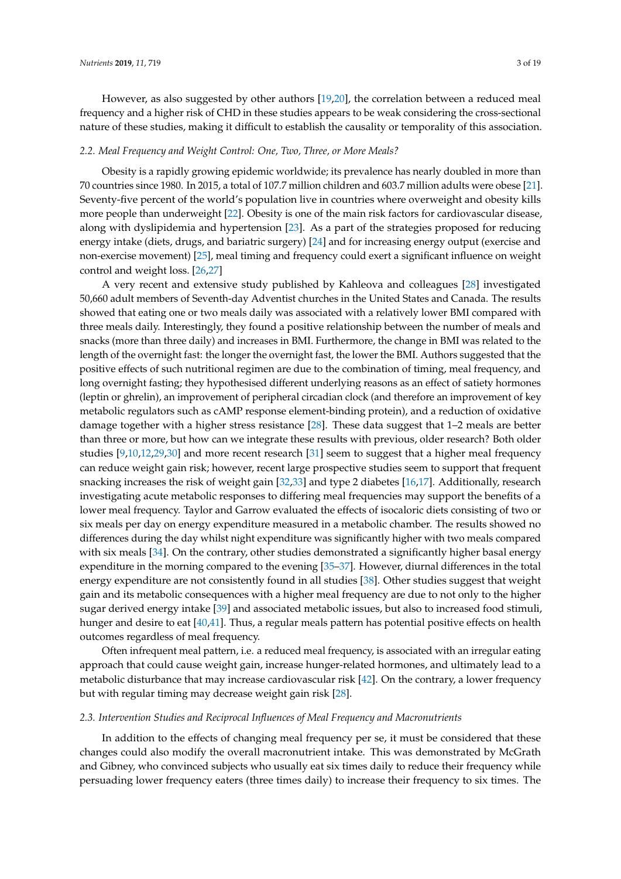However, as also suggested by other authors [19,20], the correlation between a reduced meal frequency and a higher risk of CHD in these studies appears to be weak considering the cross-sectional nature of these studies, making it difficult to establish the causality or temporality of this association.

### 2.2. Meal Frequency and Weight Control: One, Two, Three, or More Meals?

Obesity is a rapidly growing epidemic worldwide; its prevalence has nearly doubled in more than 70 countries since 1980. In 2015, a total of 107.7 million children and 603.7 million adults were obese [21]. Seventy-five percent of the world's population live in countries where overweight and obesity kills more people than underweight [22]. Obesity is one of the main risk factors for cardiovascular disease, along with dyslipidemia and hypertension [23]. As a part of the strategies proposed for reducing energy intake (diets, drugs, and bariatric surgery) [24] and for increasing energy output (exercise and non-exercise movement) [25], meal timing and frequency could exert a significant influence on weight control and weight loss. [26,27]

A very recent and extensive study published by Kahleova and colleagues [28] investigated 50,660 adult members of Seventh-day Adventist churches in the United States and Canada. The results showed that eating one or two meals daily was associated with a relatively lower BMI compared with three meals daily. Interestingly, they found a positive relationship between the number of meals and snacks (more than three daily) and increases in BMI. Furthermore, the change in BMI was related to the length of the overnight fast: the longer the overnight fast, the lower the BMI. Authors suggested that the positive effects of such nutritional regimen are due to the combination of timing, meal frequency, and long overnight fasting; they hypothesised different underlying reasons as an effect of satiety hormones (leptin or ghrelin), an improvement of peripheral circadian clock (and therefore an improvement of key metabolic regulators such as cAMP response element-binding protein), and a reduction of oxidative damage together with a higher stress resistance [28]. These data suggest that 1–2 meals are better than three or more, but how can we integrate these results with previous, older research? Both older studies [9,10,12,29,30] and more recent research [31] seem to suggest that a higher meal frequency can reduce weight gain risk; however, recent large prospective studies seem to support that frequent snacking increases the risk of weight gain [32,33] and type 2 diabetes [16,17]. Additionally, research investigating acute metabolic responses to differing meal frequencies may support the benefits of a lower meal frequency. Taylor and Garrow evaluated the effects of isocaloric diets consisting of two or six meals per day on energy expenditure measured in a metabolic chamber. The results showed no differences during the day whilst night expenditure was significantly higher with two meals compared with six meals [34]. On the contrary, other studies demonstrated a significantly higher basal energy expenditure in the morning compared to the evening [35–37]. However, diurnal differences in the total energy expenditure are not consistently found in all studies [38]. Other studies suggest that weight gain and its metabolic consequences with a higher meal frequency are due to not only to the higher sugar derived energy intake [39] and associated metabolic issues, but also to increased food stimuli, hunger and desire to eat [40,41]. Thus, a regular meals pattern has potential positive effects on health outcomes regardless of meal frequency.

Often infrequent meal pattern, i.e. a reduced meal frequency, is associated with an irregular eating approach that could cause weight gain, increase hunger-related hormones, and ultimately lead to a metabolic disturbance that may increase cardiovascular risk [42]. On the contrary, a lower frequency but with regular timing may decrease weight gain risk [28].

### 2.3. Intervention Studies and Reciprocal Influences of Meal Frequency and Macronutrients

In addition to the effects of changing meal frequency per se, it must be considered that these changes could also modify the overall macronutrient intake. This was demonstrated by McGrath and Gibney, who convinced subjects who usually eat six times daily to reduce their frequency while persuading lower frequency eaters (three times daily) to increase their frequency to six times. The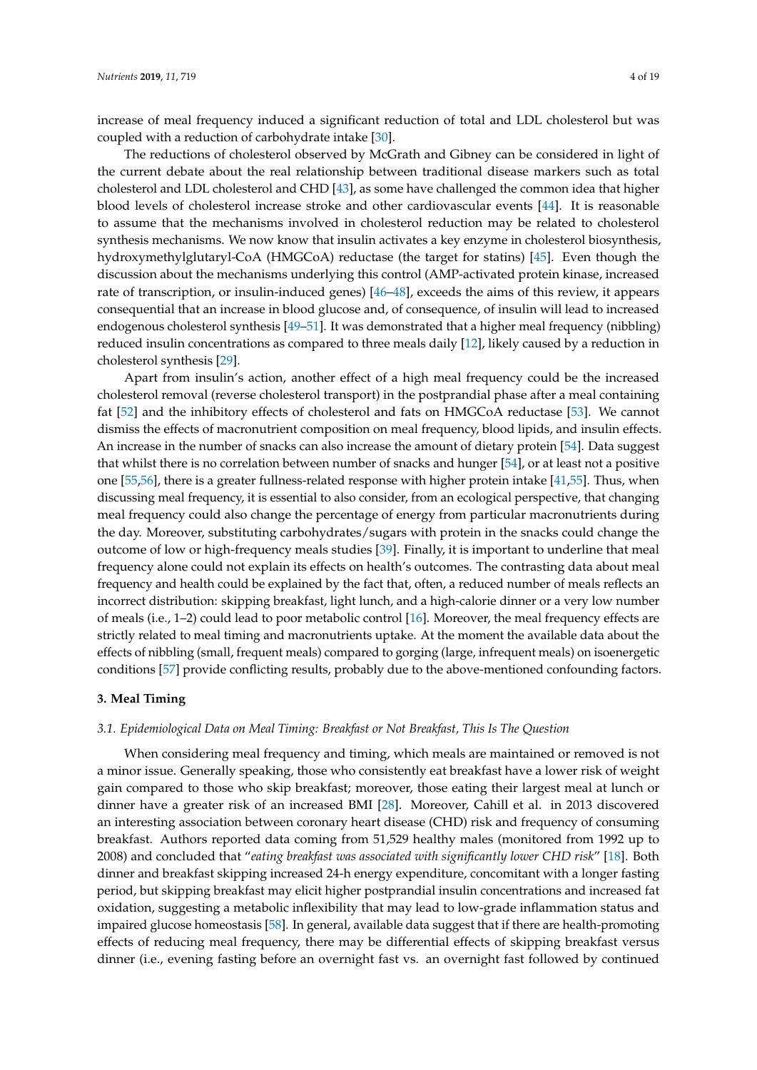increase of meal frequency induced a significant reduction of total and LDL cholesterol but was coupled with a reduction of carbohydrate intake [30].

The reductions of cholesterol observed by McGrath and Gibney can be considered in light of the current debate about the real relationship between traditional disease markers such as total cholesterol and LDL cholesterol and CHD [43], as some have challenged the common idea that higher blood levels of cholesterol increase stroke and other cardiovascular events [44]. It is reasonable to assume that the mechanisms involved in cholesterol reduction may be related to cholesterol synthesis mechanisms. We now know that insulin activates a key enzyme in cholesterol biosynthesis, hydroxymethylglutaryl-CoA (HMGCoA) reductase (the target for statins) [45]. Even though the discussion about the mechanisms underlying this control (AMP-activated protein kinase, increased rate of transcription, or insulin-induced genes) [46–48], exceeds the aims of this review, it appears consequential that an increase in blood glucose and, of consequence, of insulin will lead to increased endogenous cholesterol synthesis [49–51]. It was demonstrated that a higher meal frequency (nibbling) reduced insulin concentrations as compared to three meals daily [12], likely caused by a reduction in cholesterol synthesis [29].

Apart from insulin's action, another effect of a high meal frequency could be the increased cholesterol removal (reverse cholesterol transport) in the postprandial phase after a meal containing fat [52] and the inhibitory effects of cholesterol and fats on HMGCoA reductase [53]. We cannot dismiss the effects of macronutrient composition on meal frequency, blood lipids, and insulin effects. An increase in the number of snacks can also increase the amount of dietary protein [54]. Data suggest that whilst there is no correlation between number of snacks and hunger [54], or at least not a positive one [55,56], there is a greater fullness-related response with higher protein intake [41,55]. Thus, when discussing meal frequency, it is essential to also consider, from an ecological perspective, that changing meal frequency could also change the percentage of energy from particular macronutrients during the day. Moreover, substituting carbohydrates/sugars with protein in the snacks could change the outcome of low or high-frequency meals studies [39]. Finally, it is important to underline that meal frequency alone could not explain its effects on health's outcomes. The contrasting data about meal frequency and health could be explained by the fact that, often, a reduced number of meals reflects an incorrect distribution: skipping breakfast, light lunch, and a high-calorie dinner or a very low number of meals (i.e., 1–2) could lead to poor metabolic control [16]. Moreover, the meal frequency effects are strictly related to meal timing and macronutrients uptake. At the moment the available data about the effects of nibbling (small, frequent meals) compared to gorging (large, infrequent meals) on isoenergetic conditions [57] provide conflicting results, probably due to the above-mentioned confounding factors.

## 3. Meal Timing

### 3.1. Epidemiological Data on Meal Timing: Breakfast or Not Breakfast, This Is The Question

When considering meal frequency and timing, which meals are maintained or removed is not a minor issue. Generally speaking, those who consistently eat breakfast have a lower risk of weight gain compared to those who skip breakfast; moreover, those eating their largest meal at lunch or dinner have a greater risk of an increased BMI [28]. Moreover, Cahill et al. in 2013 discovered an interesting association between coronary heart disease (CHD) risk and frequency of consuming breakfast. Authors reported data coming from 51,529 healthy males (monitored from 1992 up to 2008) and concluded that "*eating breakfast was associated with significantly lower CHD risk*" [18]. Both dinner and breakfast skipping increased 24-h energy expenditure, concomitant with a longer fasting period, but skipping breakfast may elicit higher postprandial insulin concentrations and increased fat oxidation, suggesting a metabolic inflexibility that may lead to low-grade inflammation status and impaired glucose homeostasis [58]. In general, available data suggest that if there are health-promoting effects of reducing meal frequency, there may be differential effects of skipping breakfast versus dinner (i.e., evening fasting before an overnight fast vs. an overnight fast followed by continued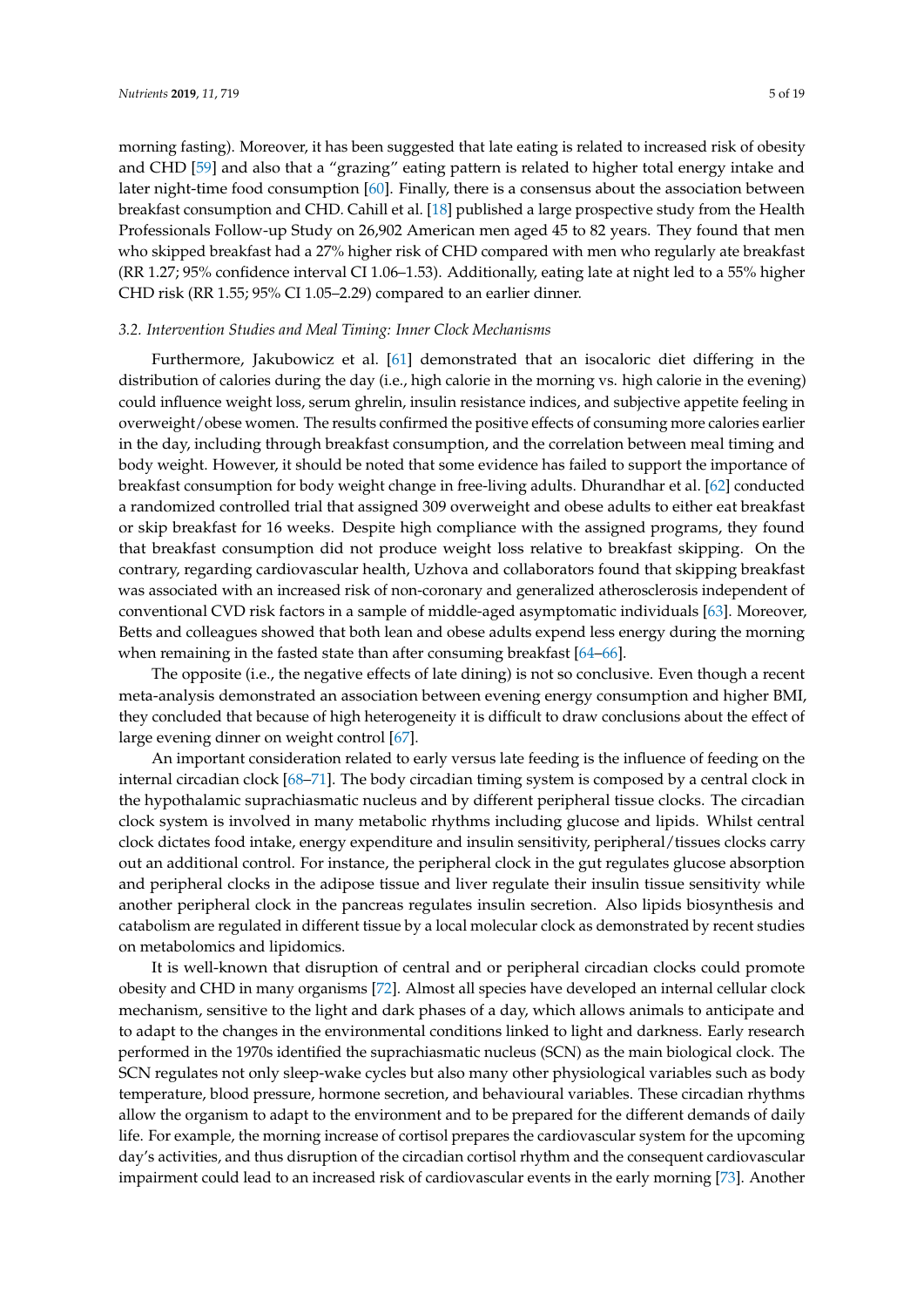morning fasting). Moreover, it has been suggested that late eating is related to increased risk of obesity and CHD [59] and also that a "grazing" eating pattern is related to higher total energy intake and later night-time food consumption [60]. Finally, there is a consensus about the association between breakfast consumption and CHD. Cahill et al. [18] published a large prospective study from the Health Professionals Follow-up Study on 26,902 American men aged 45 to 82 years. They found that men who skipped breakfast had a 27% higher risk of CHD compared with men who regularly ate breakfast (RR 1.27; 95% confidence interval CI 1.06–1.53). Additionally, eating late at night led to a 55% higher CHD risk (RR 1.55; 95% CI 1.05–2.29) compared to an earlier dinner.

### *3.2. Intervention Studies and Meal Timing: Inner Clock Mechanisms*

Furthermore, Jakubowicz et al. [61] demonstrated that an isocaloric diet differing in the distribution of calories during the day (i.e., high calorie in the morning vs. high calorie in the evening) could influence weight loss, serum ghrelin, insulin resistance indices, and subjective appetite feeling in overweight/obese women. The results confirmed the positive effects of consuming more calories earlier in the day, including through breakfast consumption, and the correlation between meal timing and body weight. However, it should be noted that some evidence has failed to support the importance of breakfast consumption for body weight change in free-living adults. Dhurandhar et al. [62] conducted a randomized controlled trial that assigned 309 overweight and obese adults to either eat breakfast or skip breakfast for 16 weeks. Despite high compliance with the assigned programs, they found that breakfast consumption did not produce weight loss relative to breakfast skipping. On the contrary, regarding cardiovascular health, Uzhova and collaborators found that skipping breakfast was associated with an increased risk of non-coronary and generalized atherosclerosis independent of conventional CVD risk factors in a sample of middle-aged asymptomatic individuals [63]. Moreover, Betts and colleagues showed that both lean and obese adults expend less energy during the morning when remaining in the fasted state than after consuming breakfast [64–66].

The opposite (i.e., the negative effects of late dining) is not so conclusive. Even though a recent meta-analysis demonstrated an association between evening energy consumption and higher BMI, they concluded that because of high heterogeneity it is difficult to draw conclusions about the effect of large evening dinner on weight control [67].

An important consideration related to early versus late feeding is the influence of feeding on the internal circadian clock [68–71]. The body circadian timing system is composed by a central clock in the hypothalamic suprachiasmatic nucleus and by different peripheral tissue clocks. The circadian clock system is involved in many metabolic rhythms including glucose and lipids. Whilst central clock dictates food intake, energy expenditure and insulin sensitivity, peripheral/tissues clocks carry out an additional control. For instance, the peripheral clock in the gut regulates glucose absorption and peripheral clocks in the adipose tissue and liver regulate their insulin tissue sensitivity while another peripheral clock in the pancreas regulates insulin secretion. Also lipids biosynthesis and catabolism are regulated in different tissue by a local molecular clock as demonstrated by recent studies on metabolomics and lipidomics.

It is well-known that disruption of central and or peripheral circadian clocks could promote obesity and CHD in many organisms [72]. Almost all species have developed an internal cellular clock mechanism, sensitive to the light and dark phases of a day, which allows animals to anticipate and to adapt to the changes in the environmental conditions linked to light and darkness. Early research performed in the 1970s identified the suprachiasmatic nucleus (SCN) as the main biological clock. The SCN regulates not only sleep-wake cycles but also many other physiological variables such as body temperature, blood pressure, hormone secretion, and behavioural variables. These circadian rhythms allow the organism to adapt to the environment and to be prepared for the different demands of daily life. For example, the morning increase of cortisol prepares the cardiovascular system for the upcoming day's activities, and thus disruption of the circadian cortisol rhythm and the consequent cardiovascular impairment could lead to an increased risk of cardiovascular events in the early morning [73]. Another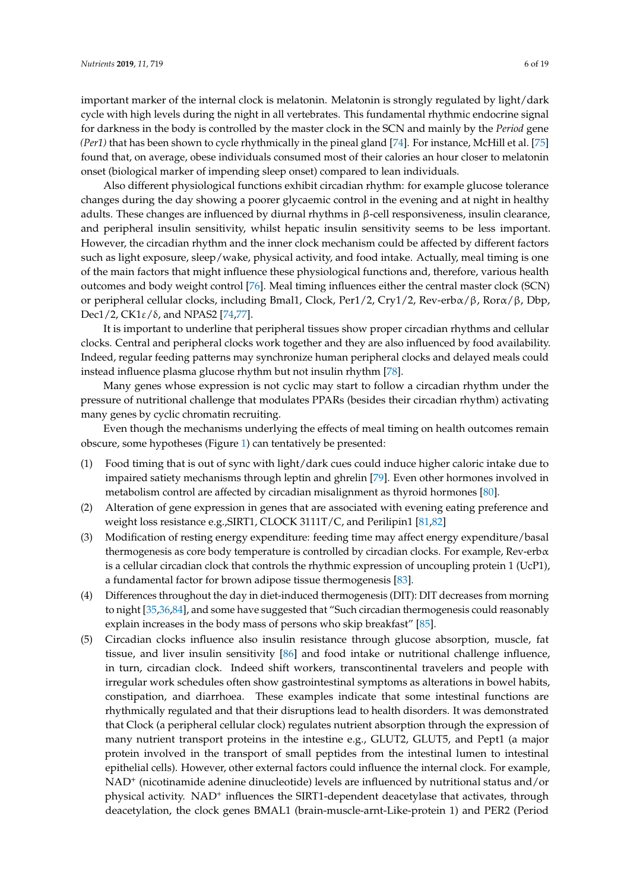important marker of the internal clock is melatonin. Melatonin is strongly regulated by light/dark cycle with high levels during the night in all vertebrates. This fundamental rhythmic endocrine signal for darkness in the body is controlled by the master clock in the SCN and mainly by the *Period* gene *(Per1)* that has been shown to cycle rhythmically in the pineal gland [74]. For instance, McHill et al. [75] found that, on average, obese individuals consumed most of their calories an hour closer to melatonin onset (biological marker of impending sleep onset) compared to lean individuals.

Also different physiological functions exhibit circadian rhythm: for example glucose tolerance changes during the day showing a poorer glycaemic control in the evening and at night in healthy adults. These changes are influenced by diurnal rhythms in β-cell responsiveness, insulin clearance, and peripheral insulin sensitivity, whilst hepatic insulin sensitivity seems to be less important. However, the circadian rhythm and the inner clock mechanism could be affected by different factors such as light exposure, sleep/wake, physical activity, and food intake. Actually, meal timing is one of the main factors that might influence these physiological functions and, therefore, various health outcomes and body weight control [76]. Meal timing influences either the central master clock (SCN) or peripheral cellular clocks, including Bmal1, Clock, Per1/2, Cry1/2, Rev-erbα/β, Rorα/β, Dbp, Dec1/2, CK1ε/δ, and NPAS2 [74,77].

It is important to underline that peripheral tissues show proper circadian rhythms and cellular clocks. Central and peripheral clocks work together and they are also influenced by food availability. Indeed, regular feeding patterns may synchronize human peripheral clocks and delayed meals could instead influence plasma glucose rhythm but not insulin rhythm [78].

Many genes whose expression is not cyclic may start to follow a circadian rhythm under the pressure of nutritional challenge that modulates PPARs (besides their circadian rhythm) activating many genes by cyclic chromatin recruiting.

Even though the mechanisms underlying the effects of meal timing on health outcomes remain obscure, some hypotheses (Figure 1) can tentatively be presented:

(1) Food timing that is out of sync with light/dark cues could induce higher caloric intake due to impaired satiety mechanisms through leptin and ghrelin [79]. Even other hormones involved in metabolism control are affected by circadian misalignment as thyroid hormones [80].
(2) Alteration of gene expression in genes that are associated with evening eating preference and weight loss resistance e.g.,SIRT1, CLOCK 3111T/C, and Perilipin1 [81,82]
(3) Modification of resting energy expenditure: feeding time may affect energy expenditure/basal thermogenesis as core body temperature is controlled by circadian clocks. For example, Rev-erbα is a cellular circadian clock that controls the rhythmic expression of uncoupling protein 1 (UcP1), a fundamental factor for brown adipose tissue thermogenesis [83].
(4) Differences throughout the day in diet-induced thermogenesis (DIT): DIT decreases from morning to night [35,36,84], and some have suggested that "Such circadian thermogenesis could reasonably explain increases in the body mass of persons who skip breakfast" [85].
(5) Circadian clocks influence also insulin resistance through glucose absorption, muscle, fat tissue, and liver insulin sensitivity [86] and food intake or nutritional challenge influence, in turn, circadian clock. Indeed shift workers, transcontinental travelers and people with irregular work schedules often show gastrointestinal symptoms as alterations in bowel habits, constipation, and diarrhoea. These examples indicate that some intestinal functions are rhythmically regulated and that their disruptions lead to health disorders. It was demonstrated that Clock (a peripheral cellular clock) regulates nutrient absorption through the expression of many nutrient transport proteins in the intestine e.g., GLUT2, GLUT5, and Pept1 (a major protein involved in the transport of small peptides from the intestinal lumen to intestinal epithelial cells). However, other external factors could influence the internal clock. For example, $NAD^+$ (nicotinamide adenine dinucleotide) levels are influenced by nutritional status and/or physical activity. $NAD^+$ influences the SIRT1-dependent deacetylase that activates, through deacetylation, the clock genes BMAL1 (brain-muscle-arnt-Like-protein 1) and PER2 (Period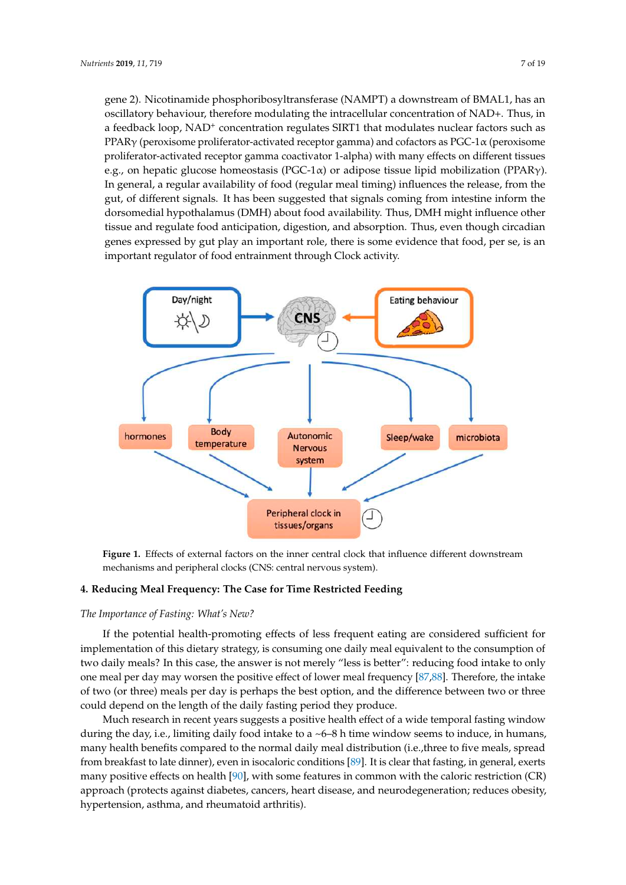gene 2). Nicotinamide phosphoribosyltransferase (NAMPT) a downstream of BMAL1, has an oscillatory behaviour, therefore modulating the intracellular concentration of NAD+. Thus, in a feedback loop, $NAD^+$ concentration regulates SIRT1 that modulates nuclear factors such as PPARγ (peroxisome proliferator-activated receptor gamma) and cofactors as PGC-1α (peroxisome proliferator-activated receptor gamma coactivator 1-alpha) with many effects on different tissues e.g., on hepatic glucose homeostasis (PGC-1α) or adipose tissue lipid mobilization (PPARγ). In general, a regular availability of food (regular meal timing) influences the release, from the gut, of different signals. It has been suggested that signals coming from intestine inform the dorsomedial hypothalamus (DMH) about food availability. Thus, DMH might influence other tissue and regulate food anticipation, digestion, and absorption. Thus, even though circadian genes expressed by gut play an important role, there is some evidence that food, per se, is an important regulator of food entrainment through Clock activity.

**Figure 1.** Effects of external factors on the inner central clock that influence different downstream mechanisms and peripheral clocks (CNS: central nervous system).

## 4. Reducing Meal Frequency: The Case for Time Restricted Feeding

### *The Importance of Fasting: What's New?*

If the potential health-promoting effects of less frequent eating are considered sufficient for implementation of this dietary strategy, is consuming one daily meal equivalent to the consumption of two daily meals? In this case, the answer is not merely "less is better": reducing food intake to only one meal per day may worsen the positive effect of lower meal frequency [87,88]. Therefore, the intake of two (or three) meals per day is perhaps the best option, and the difference between two or three could depend on the length of the daily fasting period they produce.

Much research in recent years suggests a positive health effect of a wide temporal fasting window during the day, i.e., limiting daily food intake to a ~6–8 h time window seems to induce, in humans, many health benefits compared to the normal daily meal distribution (i.e.,three to five meals, spread from breakfast to late dinner), even in isocaloric conditions [89]. It is clear that fasting, in general, exerts many positive effects on health [90], with some features in common with the caloric restriction (CR) approach (protects against diabetes, cancers, heart disease, and neurodegeneration; reduces obesity, hypertension, asthma, and rheumatoid arthritis).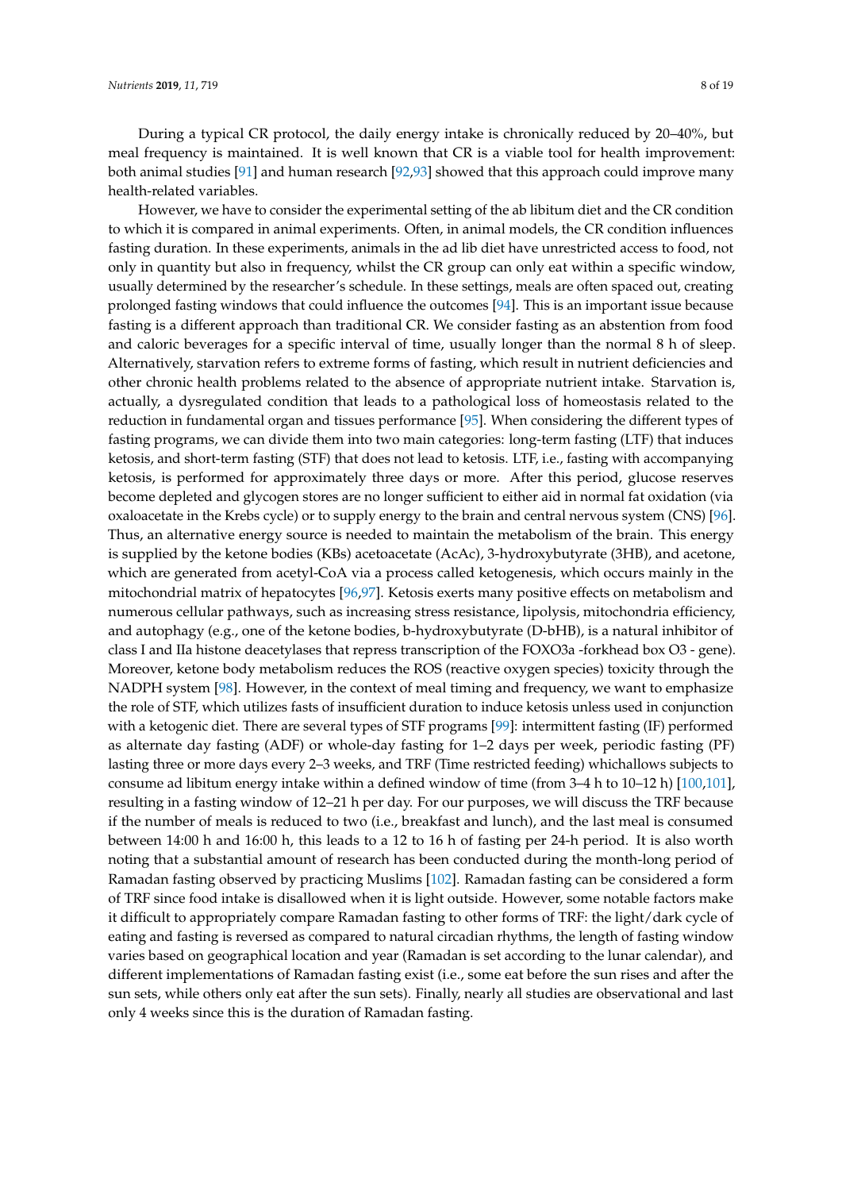During a typical CR protocol, the daily energy intake is chronically reduced by 20–40%, but meal frequency is maintained. It is well known that CR is a viable tool for health improvement: both animal studies [91] and human research [92,93] showed that this approach could improve many health-related variables.

However, we have to consider the experimental setting of the ab libitum diet and the CR condition to which it is compared in animal experiments. Often, in animal models, the CR condition influences fasting duration. In these experiments, animals in the ad lib diet have unrestricted access to food, not only in quantity but also in frequency, whilst the CR group can only eat within a specific window, usually determined by the researcher's schedule. In these settings, meals are often spaced out, creating prolonged fasting windows that could influence the outcomes [94]. This is an important issue because fasting is a different approach than traditional CR. We consider fasting as an abstention from food and caloric beverages for a specific interval of time, usually longer than the normal 8 h of sleep. Alternatively, starvation refers to extreme forms of fasting, which result in nutrient deficiencies and other chronic health problems related to the absence of appropriate nutrient intake. Starvation is, actually, a dysregulated condition that leads to a pathological loss of homeostasis related to the reduction in fundamental organ and tissues performance [95]. When considering the different types of fasting programs, we can divide them into two main categories: long-term fasting (LTF) that induces ketosis, and short-term fasting (STF) that does not lead to ketosis. LTF, i.e., fasting with accompanying ketosis, is performed for approximately three days or more. After this period, glucose reserves become depleted and glycogen stores are no longer sufficient to either aid in normal fat oxidation (via oxaloacetate in the Krebs cycle) or to supply energy to the brain and central nervous system (CNS) [96]. Thus, an alternative energy source is needed to maintain the metabolism of the brain. This energy is supplied by the ketone bodies (KBs) acetoacetate (AcAc), 3-hydroxybutyrate (3HB), and acetone, which are generated from acetyl-CoA via a process called ketogenesis, which occurs mainly in the mitochondrial matrix of hepatocytes [96,97]. Ketosis exerts many positive effects on metabolism and numerous cellular pathways, such as increasing stress resistance, lipolysis, mitochondria efficiency, and autophagy (e.g., one of the ketone bodies, b-hydroxybutyrate (D-bHB), is a natural inhibitor of class I and IIa histone deacetylases that repress transcription of the FOXO3a -forkhead box O3 - gene). Moreover, ketone body metabolism reduces the ROS (reactive oxygen species) toxicity through the NADPH system [98]. However, in the context of meal timing and frequency, we want to emphasize the role of STF, which utilizes fasts of insufficient duration to induce ketosis unless used in conjunction with a ketogenic diet. There are several types of STF programs [99]: intermittent fasting (IF) performed as alternate day fasting (ADF) or whole-day fasting for 1–2 days per week, periodic fasting (PF) lasting three or more days every 2–3 weeks, and TRF (Time restricted feeding) whichallows subjects to consume ad libitum energy intake within a defined window of time (from 3–4 h to 10–12 h) [100,101], resulting in a fasting window of 12–21 h per day. For our purposes, we will discuss the TRF because if the number of meals is reduced to two (i.e., breakfast and lunch), and the last meal is consumed between 14:00 h and 16:00 h, this leads to a 12 to 16 h of fasting per 24-h period. It is also worth noting that a substantial amount of research has been conducted during the month-long period of Ramadan fasting observed by practicing Muslims [102]. Ramadan fasting can be considered a form of TRF since food intake is disallowed when it is light outside. However, some notable factors make it difficult to appropriately compare Ramadan fasting to other forms of TRF: the light/dark cycle of eating and fasting is reversed as compared to natural circadian rhythms, the length of fasting window varies based on geographical location and year (Ramadan is set according to the lunar calendar), and different implementations of Ramadan fasting exist (i.e., some eat before the sun rises and after the sun sets, while others only eat after the sun sets). Finally, nearly all studies are observational and last only 4 weeks since this is the duration of Ramadan fasting.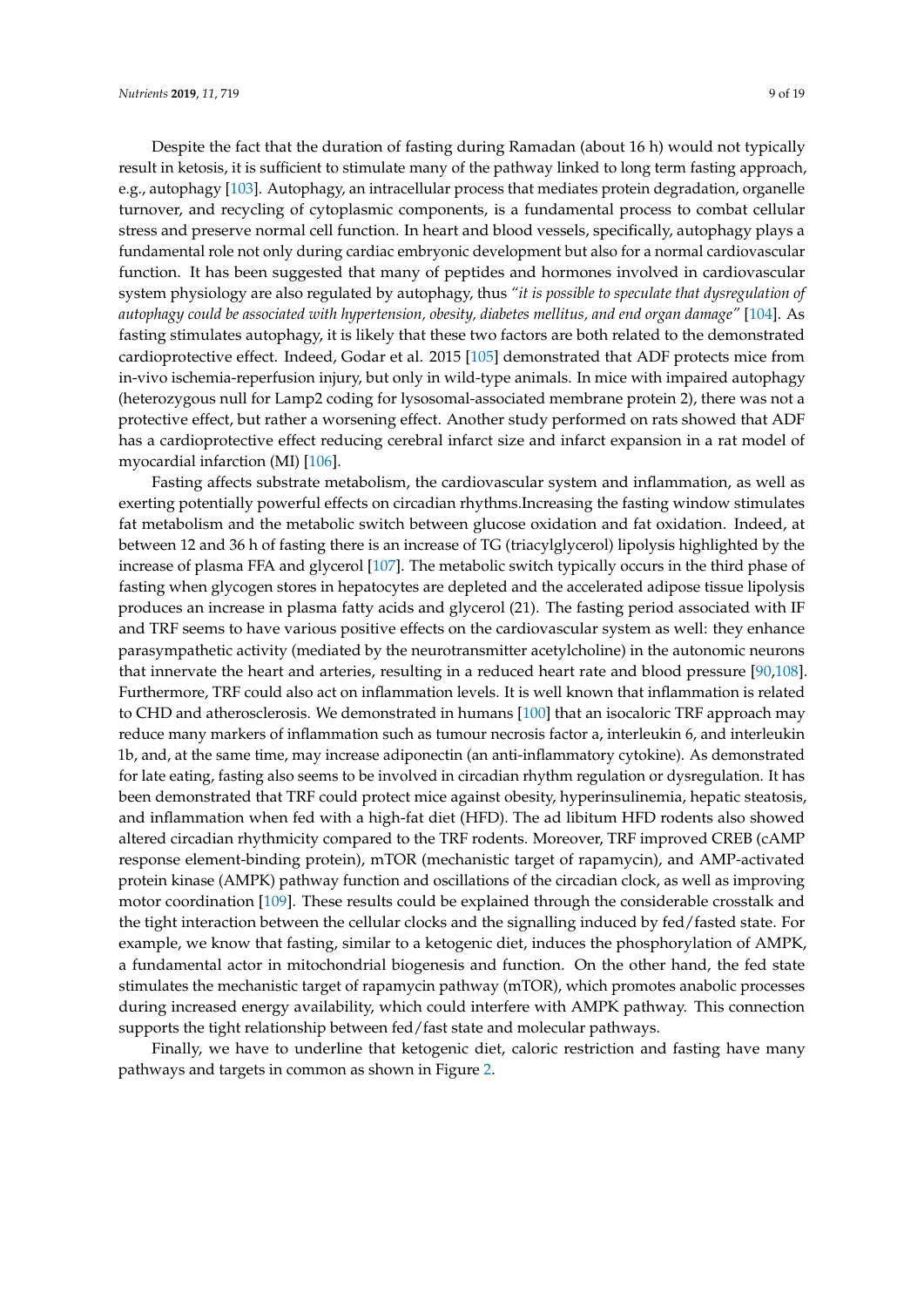Despite the fact that the duration of fasting during Ramadan (about 16 h) would not typically result in ketosis, it is sufficient to stimulate many of the pathway linked to long term fasting approach, e.g., autophagy [103]. Autophagy, an intracellular process that mediates protein degradation, organelle turnover, and recycling of cytoplasmic components, is a fundamental process to combat cellular stress and preserve normal cell function. In heart and blood vessels, specifically, autophagy plays a fundamental role not only during cardiac embryonic development but also for a normal cardiovascular function. It has been suggested that many of peptides and hormones involved in cardiovascular system physiology are also regulated by autophagy, thus *"it is possible to speculate that dysregulation of autophagy could be associated with hypertension, obesity, diabetes mellitus, and end organ damage"* [104]. As fasting stimulates autophagy, it is likely that these two factors are both related to the demonstrated cardioprotective effect. Indeed, Godar et al. 2015 [105] demonstrated that ADF protects mice from in-vivo ischemia-reperfusion injury, but only in wild-type animals. In mice with impaired autophagy (heterozygous null for Lamp2 coding for lysosomal-associated membrane protein 2), there was not a protective effect, but rather a worsening effect. Another study performed on rats showed that ADF has a cardioprotective effect reducing cerebral infarct size and infarct expansion in a rat model of myocardial infarction (MI) [106].

Fasting affects substrate metabolism, the cardiovascular system and inflammation, as well as exerting potentially powerful effects on circadian rhythms.Increasing the fasting window stimulates fat metabolism and the metabolic switch between glucose oxidation and fat oxidation. Indeed, at between 12 and 36 h of fasting there is an increase of TG (triacylglycerol) lipolysis highlighted by the increase of plasma FFA and glycerol [107]. The metabolic switch typically occurs in the third phase of fasting when glycogen stores in hepatocytes are depleted and the accelerated adipose tissue lipolysis produces an increase in plasma fatty acids and glycerol (21). The fasting period associated with IF and TRF seems to have various positive effects on the cardiovascular system as well: they enhance parasympathetic activity (mediated by the neurotransmitter acetylcholine) in the autonomic neurons that innervate the heart and arteries, resulting in a reduced heart rate and blood pressure [90,108]. Furthermore, TRF could also act on inflammation levels. It is well known that inflammation is related to CHD and atherosclerosis. We demonstrated in humans [100] that an isocaloric TRF approach may reduce many markers of inflammation such as tumour necrosis factor a, interleukin 6, and interleukin 1b, and, at the same time, may increase adiponectin (an anti-inflammatory cytokine). As demonstrated for late eating, fasting also seems to be involved in circadian rhythm regulation or dysregulation. It has been demonstrated that TRF could protect mice against obesity, hyperinsulinemia, hepatic steatosis, and inflammation when fed with a high-fat diet (HFD). The ad libitum HFD rodents also showed altered circadian rhythmicity compared to the TRF rodents. Moreover, TRF improved CREB (cAMP response element-binding protein), mTOR (mechanistic target of rapamycin), and AMP-activated protein kinase (AMPK) pathway function and oscillations of the circadian clock, as well as improving motor coordination [109]. These results could be explained through the considerable crosstalk and the tight interaction between the cellular clocks and the signalling induced by fed/fasted state. For example, we know that fasting, similar to a ketogenic diet, induces the phosphorylation of AMPK, a fundamental actor in mitochondrial biogenesis and function. On the other hand, the fed state stimulates the mechanistic target of rapamycin pathway (mTOR), which promotes anabolic processes during increased energy availability, which could interfere with AMPK pathway. This connection supports the tight relationship between fed/fast state and molecular pathways.

Finally, we have to underline that ketogenic diet, caloric restriction and fasting have many pathways and targets in common as shown in Figure 2.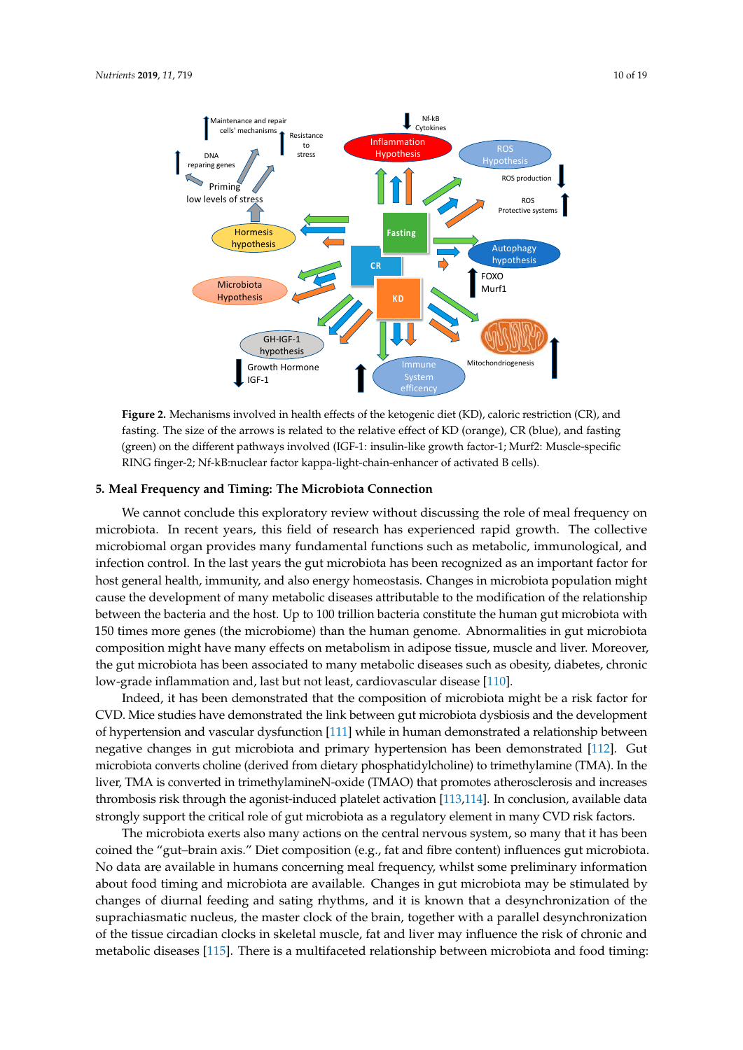**Figure 2.** Mechanisms involved in health effects of the ketogenic diet (KD), caloric restriction (CR), and fasting. The size of the arrows is related to the relative effect of KD (orange), CR (blue), and fasting (green) on the different pathways involved (IGF-1: insulin-like growth factor-1; Murf2: Muscle-specific RING finger-2; Nf-kB:nuclear factor kappa-light-chain-enhancer of activated B cells).

## 5. Meal Frequency and Timing: The Microbiota Connection

We cannot conclude this exploratory review without discussing the role of meal frequency on microbiota. In recent years, this field of research has experienced rapid growth. The collective microbiomal organ provides many fundamental functions such as metabolic, immunological, and infection control. In the last years the gut microbiota has been recognized as an important factor for host general health, immunity, and also energy homeostasis. Changes in microbiota population might cause the development of many metabolic diseases attributable to the modification of the relationship between the bacteria and the host. Up to 100 trillion bacteria constitute the human gut microbiota with 150 times more genes (the microbiome) than the human genome. Abnormalities in gut microbiota composition might have many effects on metabolism in adipose tissue, muscle and liver. Moreover, the gut microbiota has been associated to many metabolic diseases such as obesity, diabetes, chronic low-grade inflammation and, last but not least, cardiovascular disease [110].

Indeed, it has been demonstrated that the composition of microbiota might be a risk factor for CVD. Mice studies have demonstrated the link between gut microbiota dysbiosis and the development of hypertension and vascular dysfunction [111] while in human demonstrated a relationship between negative changes in gut microbiota and primary hypertension has been demonstrated [112]. Gut microbiota converts choline (derived from dietary phosphatidylcholine) to trimethylamine (TMA). In the liver, TMA is converted in trimethylamineN-oxide (TMAO) that promotes atherosclerosis and increases thrombosis risk through the agonist-induced platelet activation [113,114]. In conclusion, available data strongly support the critical role of gut microbiota as a regulatory element in many CVD risk factors.

The microbiota exerts also many actions on the central nervous system, so many that it has been coined the "gut–brain axis." Diet composition (e.g., fat and fibre content) influences gut microbiota. No data are available in humans concerning meal frequency, whilst some preliminary information about food timing and microbiota are available. Changes in gut microbiota may be stimulated by changes of diurnal feeding and sating rhythms, and it is known that a desynchronization of the suprachiasmatic nucleus, the master clock of the brain, together with a parallel desynchronization of the tissue circadian clocks in skeletal muscle, fat and liver may influence the risk of chronic and metabolic diseases [115]. There is a multifaceted relationship between microbiota and food timing: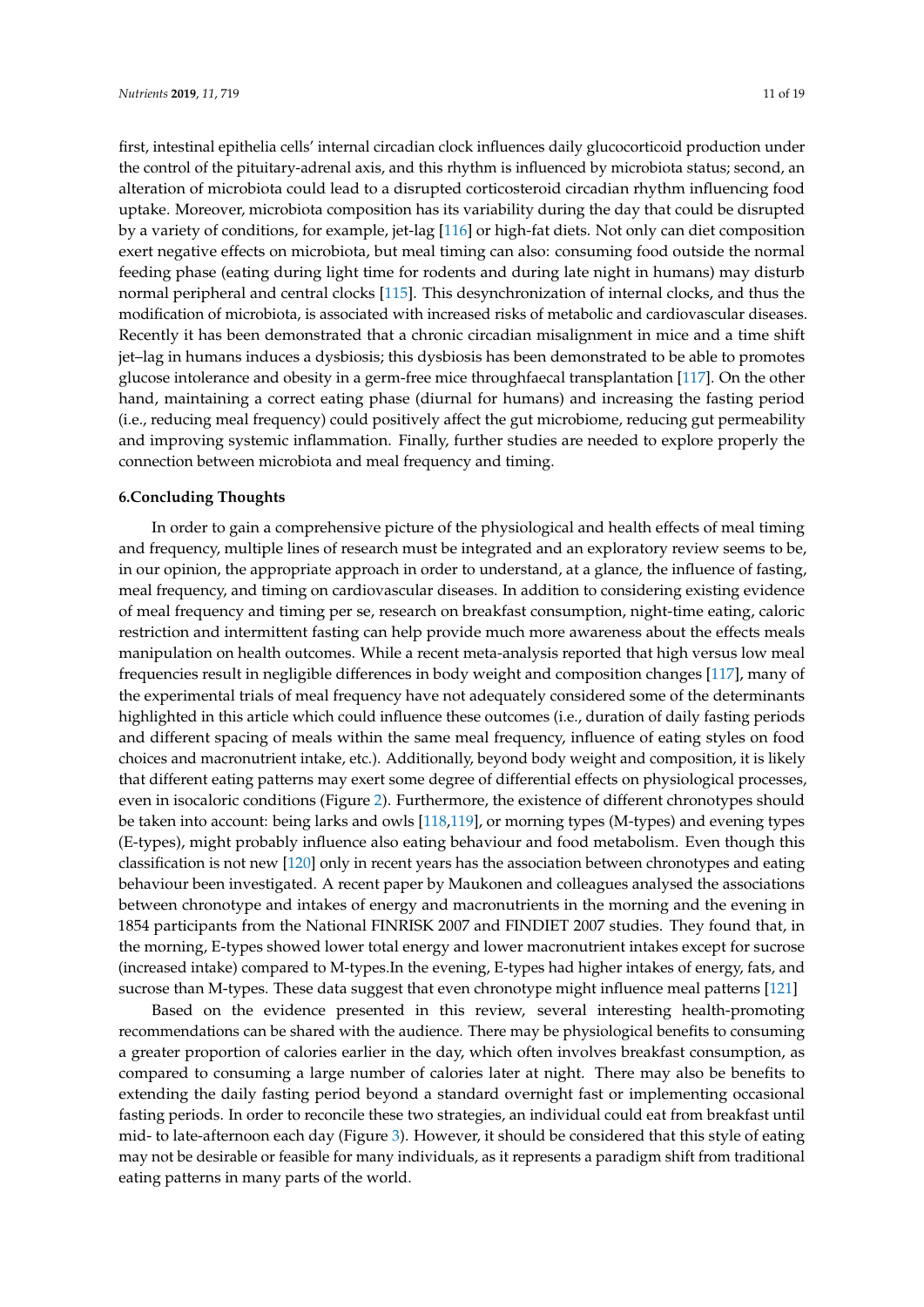first, intestinal epithelia cells' internal circadian clock influences daily glucocorticoid production under the control of the pituitary-adrenal axis, and this rhythm is influenced by microbiota status; second, an alteration of microbiota could lead to a disrupted corticosteroid circadian rhythm influencing food uptake. Moreover, microbiota composition has its variability during the day that could be disrupted by a variety of conditions, for example, jet-lag [116] or high-fat diets. Not only can diet composition exert negative effects on microbiota, but meal timing can also: consuming food outside the normal feeding phase (eating during light time for rodents and during late night in humans) may disturb normal peripheral and central clocks [115]. This desynchronization of internal clocks, and thus the modification of microbiota, is associated with increased risks of metabolic and cardiovascular diseases. Recently it has been demonstrated that a chronic circadian misalignment in mice and a time shift jet–lag in humans induces a dysbiosis; this dysbiosis has been demonstrated to be able to promotes glucose intolerance and obesity in a germ-free mice throughfaecal transplantation [117]. On the other hand, maintaining a correct eating phase (diurnal for humans) and increasing the fasting period (i.e., reducing meal frequency) could positively affect the gut microbiome, reducing gut permeability and improving systemic inflammation. Finally, further studies are needed to explore properly the connection between microbiota and meal frequency and timing.

## 6.Concluding Thoughts

In order to gain a comprehensive picture of the physiological and health effects of meal timing and frequency, multiple lines of research must be integrated and an exploratory review seems to be, in our opinion, the appropriate approach in order to understand, at a glance, the influence of fasting, meal frequency, and timing on cardiovascular diseases. In addition to considering existing evidence of meal frequency and timing per se, research on breakfast consumption, night-time eating, caloric restriction and intermittent fasting can help provide much more awareness about the effects meals manipulation on health outcomes. While a recent meta-analysis reported that high versus low meal frequencies result in negligible differences in body weight and composition changes [117], many of the experimental trials of meal frequency have not adequately considered some of the determinants highlighted in this article which could influence these outcomes (i.e., duration of daily fasting periods and different spacing of meals within the same meal frequency, influence of eating styles on food choices and macronutrient intake, etc.). Additionally, beyond body weight and composition, it is likely that different eating patterns may exert some degree of differential effects on physiological processes, even in isocaloric conditions (Figure 2). Furthermore, the existence of different chronotypes should be taken into account: being larks and owls [118,119], or morning types (M-types) and evening types (E-types), might probably influence also eating behaviour and food metabolism. Even though this classification is not new [120] only in recent years has the association between chronotypes and eating behaviour been investigated. A recent paper by Maukonen and colleagues analysed the associations between chronotype and intakes of energy and macronutrients in the morning and the evening in 1854 participants from the National FINRISK 2007 and FINDIET 2007 studies. They found that, in the morning, E-types showed lower total energy and lower macronutrient intakes except for sucrose (increased intake) compared to M-types.In the evening, E-types had higher intakes of energy, fats, and sucrose than M-types. These data suggest that even chronotype might influence meal patterns [121]

Based on the evidence presented in this review, several interesting health-promoting recommendations can be shared with the audience. There may be physiological benefits to consuming a greater proportion of calories earlier in the day, which often involves breakfast consumption, as compared to consuming a large number of calories later at night. There may also be benefits to extending the daily fasting period beyond a standard overnight fast or implementing occasional fasting periods. In order to reconcile these two strategies, an individual could eat from breakfast until mid- to late-afternoon each day (Figure 3). However, it should be considered that this style of eating may not be desirable or feasible for many individuals, as it represents a paradigm shift from traditional eating patterns in many parts of the world.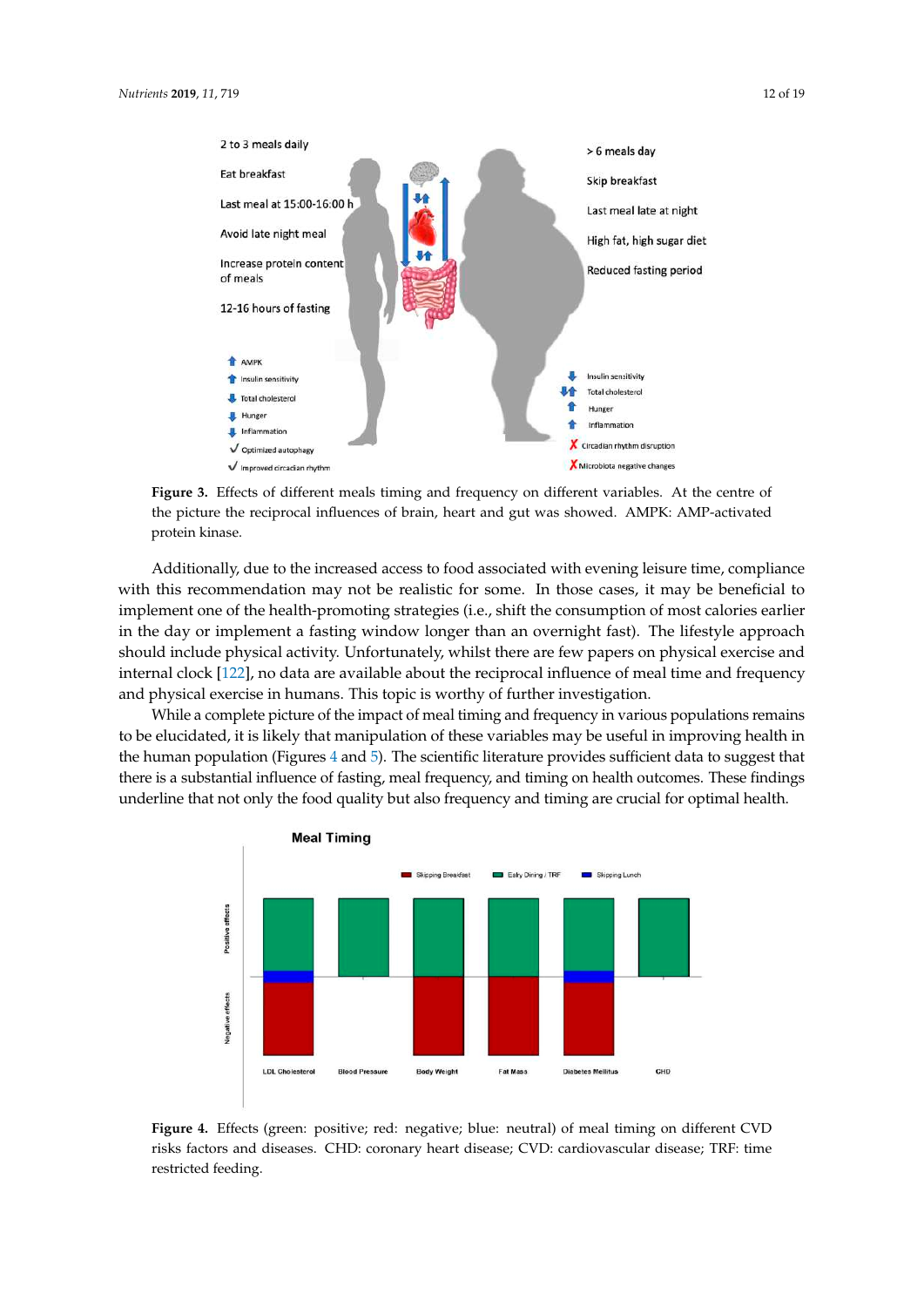**Figure 3.** Effects of different meals timing and frequency on different variables. At the centre of the picture the reciprocal influences of brain, heart and gut was showed. AMPK: AMP-activated protein kinase.

Additionally, due to the increased access to food associated with evening leisure time, compliance with this recommendation may not be realistic for some. In those cases, it may be beneficial to implement one of the health-promoting strategies (i.e., shift the consumption of most calories earlier in the day or implement a fasting window longer than an overnight fast). The lifestyle approach should include physical activity. Unfortunately, whilst there are few papers on physical exercise and internal clock [122], no data are available about the reciprocal influence of meal time and frequency and physical exercise in humans. This topic is worthy of further investigation.

While a complete picture of the impact of meal timing and frequency in various populations remains to be elucidated, it is likely that manipulation of these variables may be useful in improving health in the human population (Figures 4 and 5). The scientific literature provides sufficient data to suggest that there is a substantial influence of fasting, meal frequency, and timing on health outcomes. These findings underline that not only the food quality but also frequency and timing are crucial for optimal health.

**Figure 4.** Effects (green: positive; red: negative; blue: neutral) of meal timing on different CVD risks factors and diseases. CHD: coronary heart disease; CVD: cardiovascular disease; TRF: time restricted feeding.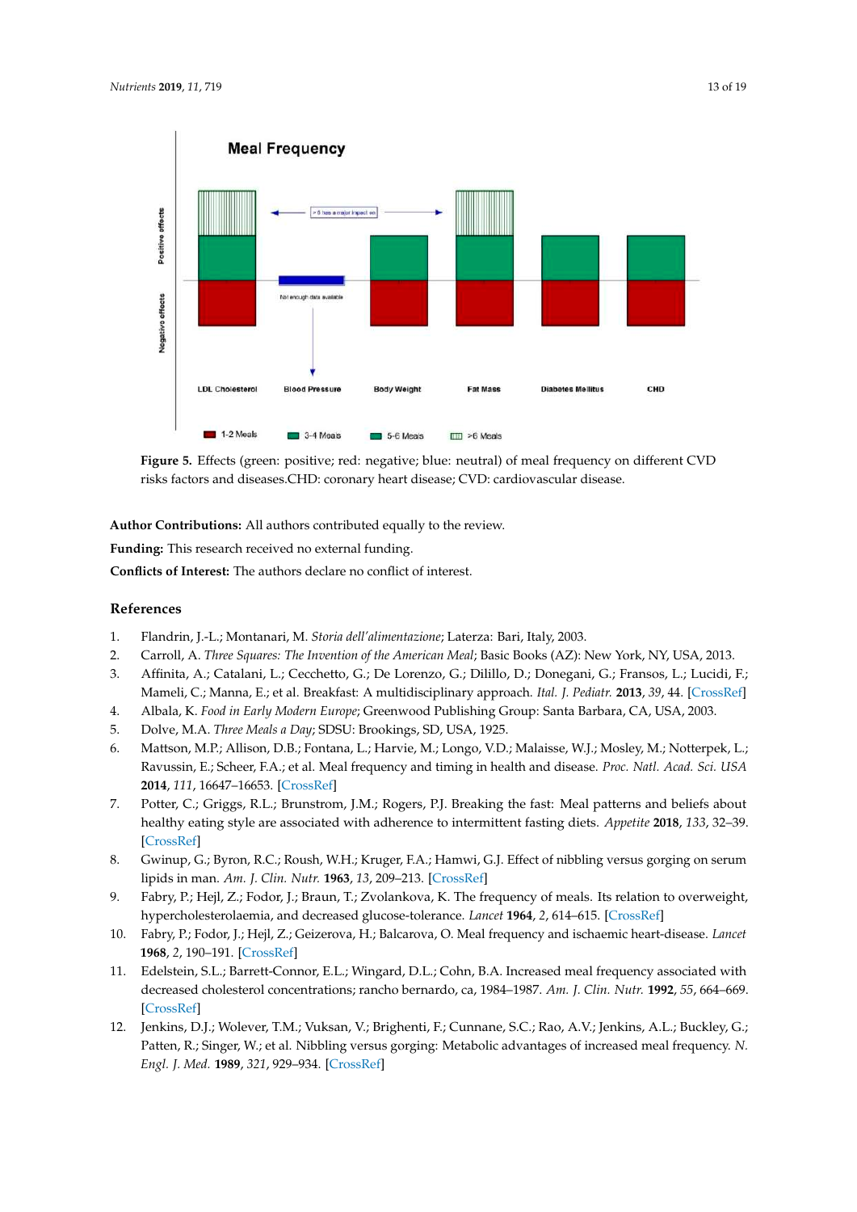Meal Frequency

Positive effects

Negative effects

> 6 has a major impact on

Not enough data available

LDL Cholesterol | Blood Pressure | Body Weight | Fat Mass | Diabetes Mellitus | CHD

1-2 Meals | 3-4 Meals | 5-6 Meals | >6 Meals

**Figure 5.** Effects (green: positive; red: negative; blue: neutral) of meal frequency on different CVD risks factors and diseases.CHD: coronary heart disease; CVD: cardiovascular disease.

**Author Contributions:** All authors contributed equally to the review.

**Funding:** This research received no external funding.

**Conflicts of Interest:** The authors declare no conflict of interest.

## References

1. Flandrin, J.-L.; Montanari, M. *Storia dell'alimentazione*; Laterza: Bari, Italy, 2003.
2. Carroll, A. *Three Squares: The Invention of the American Meal*; Basic Books (AZ): New York, NY, USA, 2013.
3. Affinita, A.; Catalani, L.; Cecchetto, G.; De Lorenzo, G.; Dilillo, D.; Donegani, G.; Fransos, L.; Lucidi, F.; Mameli, C.; Manna, E.; et al. Breakfast: A multidisciplinary approach. *Ital. J. Pediatr.* **2013**, *39*, 44. [CrossRef]
4. Albala, K. *Food in Early Modern Europe*; Greenwood Publishing Group: Santa Barbara, CA, USA, 2003.
5. Dolve, M.A. *Three Meals a Day*; SDSU: Brookings, SD, USA, 1925.
6. Mattson, M.P.; Allison, D.B.; Fontana, L.; Harvie, M.; Longo, V.D.; Malaisse, W.J.; Mosley, M.; Notterpek, L.; Ravussin, E.; Scheer, F.A.; et al. Meal frequency and timing in health and disease. *Proc. Natl. Acad. Sci. USA* **2014**, *111*, 16647–16653. [CrossRef]
7. Potter, C.; Griggs, R.L.; Brunstrom, J.M.; Rogers, P.J. Breaking the fast: Meal patterns and beliefs about healthy eating style are associated with adherence to intermittent fasting diets. *Appetite* **2018**, *133*, 32–39. [CrossRef]
8. Gwinup, G.; Byron, R.C.; Roush, W.H.; Kruger, F.A.; Hamwi, G.J. Effect of nibbling versus gorging on serum lipids in man. *Am. J. Clin. Nutr.* **1963**, *13*, 209–213. [CrossRef]
9. Fabry, P.; Hejl, Z.; Fodor, J.; Braun, T.; Zvolankova, K. The frequency of meals. Its relation to overweight, hypercholesterolaemia, and decreased glucose-tolerance. *Lancet* **1964**, *2*, 614–615. [CrossRef]
10. Fabry, P.; Fodor, J.; Hejl, Z.; Geizerova, H.; Balcarova, O. Meal frequency and ischaemic heart-disease. *Lancet* **1968**, *2*, 190–191. [CrossRef]
11. Edelstein, S.L.; Barrett-Connor, E.L.; Wingard, D.L.; Cohn, B.A. Increased meal frequency associated with decreased cholesterol concentrations; rancho bernardo, ca, 1984–1987. *Am. J. Clin. Nutr.* **1992**, *55*, 664–669. [CrossRef]
12. Jenkins, D.J.; Wolever, T.M.; Vuksan, V.; Brighenti, F.; Cunnane, S.C.; Rao, A.V.; Jenkins, A.L.; Buckley, G.; Patten, R.; Singer, W.; et al. Nibbling versus gorging: Metabolic advantages of increased meal frequency. *N. Engl. J. Med.* **1989**, *321*, 929–934. [CrossRef]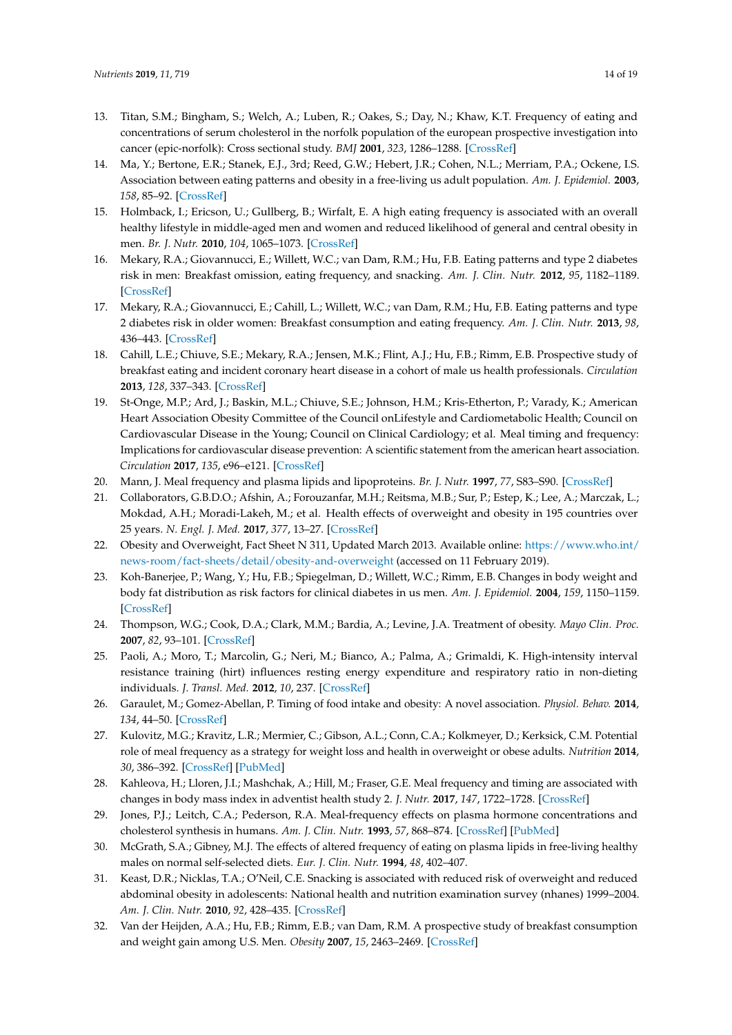13. Titan, S.M.; Bingham, S.; Welch, A.; Luben, R.; Oakes, S.; Day, N.; Khaw, K.T. Frequency of eating and concentrations of serum cholesterol in the norfolk population of the european prospective investigation into cancer (epic-norfolk): Cross sectional study. *BMJ* **2001**, *323*, 1286–1288. [CrossRef]
14. Ma, Y.; Bertone, E.R.; Stanek, E.J., 3rd; Reed, G.W.; Hebert, J.R.; Cohen, N.L.; Merriam, P.A.; Ockene, I.S. Association between eating patterns and obesity in a free-living us adult population. *Am. J. Epidemiol.* **2003**, *158*, 85–92. [CrossRef]
15. Holmback, I.; Ericson, U.; Gullberg, B.; Wirfalt, E. A high eating frequency is associated with an overall healthy lifestyle in middle-aged men and women and reduced likelihood of general and central obesity in men. *Br. J. Nutr.* **2010**, *104*, 1065–1073. [CrossRef]
16. Mekary, R.A.; Giovannucci, E.; Willett, W.C.; van Dam, R.M.; Hu, F.B. Eating patterns and type 2 diabetes risk in men: Breakfast omission, eating frequency, and snacking. *Am. J. Clin. Nutr.* **2012**, *95*, 1182–1189. [CrossRef]
17. Mekary, R.A.; Giovannucci, E.; Cahill, L.; Willett, W.C.; van Dam, R.M.; Hu, F.B. Eating patterns and type 2 diabetes risk in older women: Breakfast consumption and eating frequency. *Am. J. Clin. Nutr.* **2013**, *98*, 436–443. [CrossRef]
18. Cahill, L.E.; Chiuve, S.E.; Mekary, R.A.; Jensen, M.K.; Flint, A.J.; Hu, F.B.; Rimm, E.B. Prospective study of breakfast eating and incident coronary heart disease in a cohort of male us health professionals. *Circulation* **2013**, *128*, 337–343. [CrossRef]
19. St-Onge, M.P.; Ard, J.; Baskin, M.L.; Chiuve, S.E.; Johnson, H.M.; Kris-Etherton, P.; Varady, K.; American Heart Association Obesity Committee of the Council onLifestyle and Cardiometabolic Health; Council on Cardiovascular Disease in the Young; Council on Clinical Cardiology; et al. Meal timing and frequency: Implications for cardiovascular disease prevention: A scientific statement from the american heart association. *Circulation* **2017**, *135*, e96–e121. [CrossRef]
20. Mann, J. Meal frequency and plasma lipids and lipoproteins. *Br. J. Nutr.* **1997**, *77*, S83–S90. [CrossRef]
21. Collaborators, G.B.D.O.; Afshin, A.; Forouzanfar, M.H.; Reitsma, M.B.; Sur, P.; Estep, K.; Lee, A.; Marczak, L.; Mokdad, A.H.; Moradi-Lakeh, M.; et al. Health effects of overweight and obesity in 195 countries over 25 years. *N. Engl. J. Med.* **2017**, *377*, 13–27. [CrossRef]
22. Obesity and Overweight, Fact Sheet N 311, Updated March 2013. Available online: https://www.who.int/news-room/fact-sheets/detail/obesity-and-overweight (accessed on 11 February 2019).
23. Koh-Banerjee, P.; Wang, Y.; Hu, F.B.; Spiegelman, D.; Willett, W.C.; Rimm, E.B. Changes in body weight and body fat distribution as risk factors for clinical diabetes in us men. *Am. J. Epidemiol.* **2004**, *159*, 1150–1159. [CrossRef]
24. Thompson, W.G.; Cook, D.A.; Clark, M.M.; Bardia, A.; Levine, J.A. Treatment of obesity. *Mayo Clin. Proc.* **2007**, *82*, 93–101. [CrossRef]
25. Paoli, A.; Moro, T.; Marcolin, G.; Neri, M.; Bianco, A.; Palma, A.; Grimaldi, K. High-intensity interval resistance training (hirt) influences resting energy expenditure and respiratory ratio in non-dieting individuals. *J. Transl. Med.* **2012**, *10*, 237. [CrossRef]
26. Garaulet, M.; Gomez-Abellan, P. Timing of food intake and obesity: A novel association. *Physiol. Behav.* **2014**, *134*, 44–50. [CrossRef]
27. Kulovitz, M.G.; Kravitz, L.R.; Mermier, C.; Gibson, A.L.; Conn, C.A.; Kolkmeyer, D.; Kerksick, C.M. Potential role of meal frequency as a strategy for weight loss and health in overweight or obese adults. *Nutrition* **2014**, *30*, 386–392. [CrossRef] [PubMed]
28. Kahleova, H.; Lloren, J.I.; Mashchak, A.; Hill, M.; Fraser, G.E. Meal frequency and timing are associated with changes in body mass index in adventist health study 2. *J. Nutr.* **2017**, *147*, 1722–1728. [CrossRef]
29. Jones, P.J.; Leitch, C.A.; Pederson, R.A. Meal-frequency effects on plasma hormone concentrations and cholesterol synthesis in humans. *Am. J. Clin. Nutr.* **1993**, *57*, 868–874. [CrossRef] [PubMed]
30. McGrath, S.A.; Gibney, M.J. The effects of altered frequency of eating on plasma lipids in free-living healthy males on normal self-selected diets. *Eur. J. Clin. Nutr.* **1994**, *48*, 402–407.
31. Keast, D.R.; Nicklas, T.A.; O'Neil, C.E. Snacking is associated with reduced risk of overweight and reduced abdominal obesity in adolescents: National health and nutrition examination survey (nhanes) 1999–2004. *Am. J. Clin. Nutr.* **2010**, *92*, 428–435. [CrossRef]
32. Van der Heijden, A.A.; Hu, F.B.; Rimm, E.B.; van Dam, R.M. A prospective study of breakfast consumption and weight gain among U.S. Men. *Obesity* **2007**, *15*, 2463–2469. [CrossRef]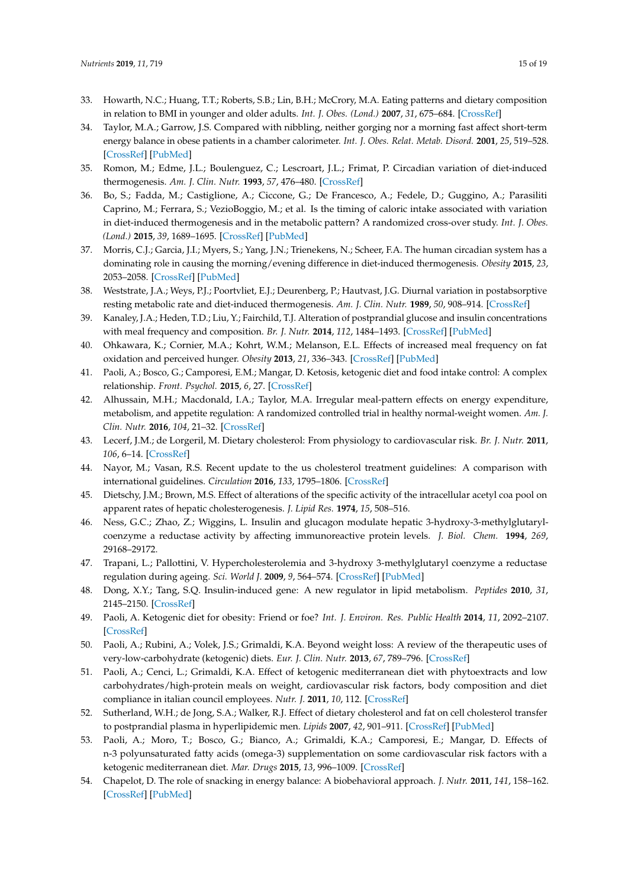33. Howarth, N.C.; Huang, T.T.; Roberts, S.B.; Lin, B.H.; McCrory, M.A. Eating patterns and dietary composition in relation to BMI in younger and older adults. *Int. J. Obes. (Lond.)* **2007**, *31*, 675–684. [CrossRef]
34. Taylor, M.A.; Garrow, J.S. Compared with nibbling, neither gorging nor a morning fast affect short-term energy balance in obese patients in a chamber calorimeter. *Int. J. Obes. Relat. Metab. Disord.* **2001**, *25*, 519–528. [CrossRef] [PubMed]
35. Romon, M.; Edme, J.L.; Boulenguez, C.; Lescroart, J.L.; Frimat, P. Circadian variation of diet-induced thermogenesis. *Am. J. Clin. Nutr.* **1993**, *57*, 476–480. [CrossRef]
36. Bo, S.; Fadda, M.; Castiglione, A.; Ciccone, G.; De Francesco, A.; Fedele, D.; Guggino, A.; Parasiliti Caprino, M.; Ferrara, S.; VezioBoggio, M.; et al. Is the timing of caloric intake associated with variation in diet-induced thermogenesis and in the metabolic pattern? A randomized cross-over study. *Int. J. Obes. (Lond.)* **2015**, *39*, 1689–1695. [CrossRef] [PubMed]
37. Morris, C.J.; Garcia, J.I.; Myers, S.; Yang, J.N.; Trienekens, N.; Scheer, F.A. The human circadian system has a dominating role in causing the morning/evening difference in diet-induced thermogenesis. *Obesity* **2015**, *23*, 2053–2058. [CrossRef] [PubMed]
38. Weststrate, J.A.; Weys, P.J.; Poortvliet, E.J.; Deurenberg, P.; Hautvast, J.G. Diurnal variation in postabsorptive resting metabolic rate and diet-induced thermogenesis. *Am. J. Clin. Nutr.* **1989**, *50*, 908–914. [CrossRef]
39. Kanaley, J.A.; Heden, T.D.; Liu, Y.; Fairchild, T.J. Alteration of postprandial glucose and insulin concentrations with meal frequency and composition. *Br. J. Nutr.* **2014**, *112*, 1484–1493. [CrossRef] [PubMed]
40. Ohkawara, K.; Cornier, M.A.; Kohrt, W.M.; Melanson, E.L. Effects of increased meal frequency on fat oxidation and perceived hunger. *Obesity* **2013**, *21*, 336–343. [CrossRef] [PubMed]
41. Paoli, A.; Bosco, G.; Camporesi, E.M.; Mangar, D. Ketosis, ketogenic diet and food intake control: A complex relationship. *Front. Psychol.* **2015**, *6*, 27. [CrossRef]
42. Alhussain, M.H.; Macdonald, I.A.; Taylor, M.A. Irregular meal-pattern effects on energy expenditure, metabolism, and appetite regulation: A randomized controlled trial in healthy normal-weight women. *Am. J. Clin. Nutr.* **2016**, *104*, 21–32. [CrossRef]
43. Lecerf, J.M.; de Lorgeril, M. Dietary cholesterol: From physiology to cardiovascular risk. *Br. J. Nutr.* **2011**, *106*, 6–14. [CrossRef]
44. Nayor, M.; Vasan, R.S. Recent update to the us cholesterol treatment guidelines: A comparison with international guidelines. *Circulation* **2016**, *133*, 1795–1806. [CrossRef]
45. Dietschy, J.M.; Brown, M.S. Effect of alterations of the specific activity of the intracellular acetyl coa pool on apparent rates of hepatic cholesterogenesis. *J. Lipid Res.* **1974**, *15*, 508–516.
46. Ness, G.C.; Zhao, Z.; Wiggins, L. Insulin and glucagon modulate hepatic 3-hydroxy-3-methylglutaryl-coenzyme a reductase activity by affecting immunoreactive protein levels. *J. Biol. Chem.* **1994**, *269*, 29168–29172.
47. Trapani, L.; Pallottini, V. Hypercholesterolemia and 3-hydroxy 3-methylglutaryl coenzyme a reductase regulation during ageing. *Sci. World J.* **2009**, *9*, 564–574. [CrossRef] [PubMed]
48. Dong, X.Y.; Tang, S.Q. Insulin-induced gene: A new regulator in lipid metabolism. *Peptides* **2010**, *31*, 2145–2150. [CrossRef]
49. Paoli, A. Ketogenic diet for obesity: Friend or foe? *Int. J. Environ. Res. Public Health* **2014**, *11*, 2092–2107. [CrossRef]
50. Paoli, A.; Rubini, A.; Volek, J.S.; Grimaldi, K.A. Beyond weight loss: A review of the therapeutic uses of very-low-carbohydrate (ketogenic) diets. *Eur. J. Clin. Nutr.* **2013**, *67*, 789–796. [CrossRef]
51. Paoli, A.; Cenci, L.; Grimaldi, K.A. Effect of ketogenic mediterranean diet with phytoextracts and low carbohydrates/high-protein meals on weight, cardiovascular risk factors, body composition and diet compliance in italian council employees. *Nutr. J.* **2011**, *10*, 112. [CrossRef]
52. Sutherland, W.H.; de Jong, S.A.; Walker, R.J. Effect of dietary cholesterol and fat on cell cholesterol transfer to postprandial plasma in hyperlipidemic men. *Lipids* **2007**, *42*, 901–911. [CrossRef] [PubMed]
53. Paoli, A.; Moro, T.; Bosco, G.; Bianco, A.; Grimaldi, K.A.; Camporesi, E.; Mangar, D. Effects of n-3 polyunsaturated fatty acids (omega-3) supplementation on some cardiovascular risk factors with a ketogenic mediterranean diet. *Mar. Drugs* **2015**, *13*, 996–1009. [CrossRef]
54. Chapelot, D. The role of snacking in energy balance: A biobehavioral approach. *J. Nutr.* **2011**, *141*, 158–162. [CrossRef] [PubMed]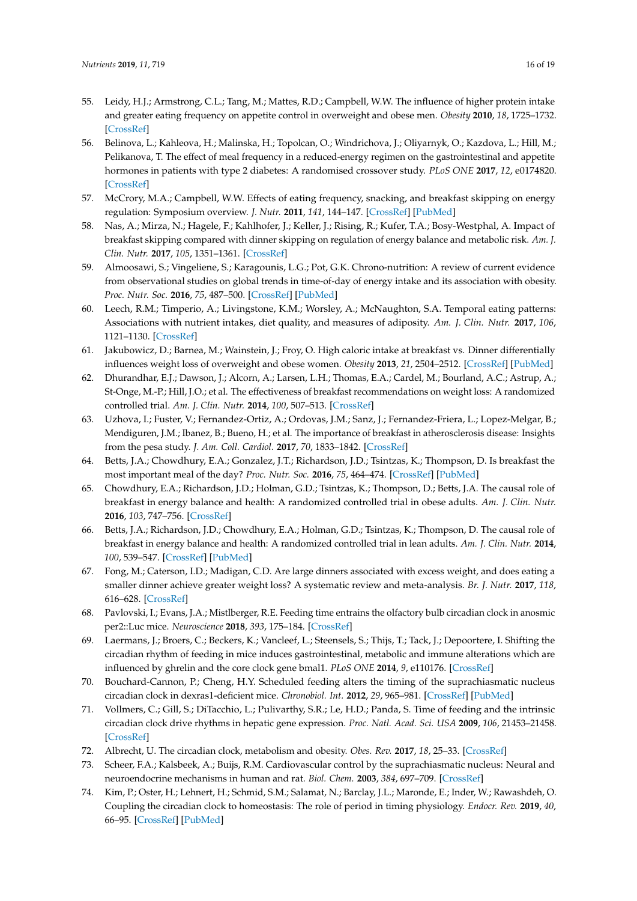55. Leidy, H.J.; Armstrong, C.L.; Tang, M.; Mattes, R.D.; Campbell, W.W. The influence of higher protein intake and greater eating frequency on appetite control in overweight and obese men. *Obesity* **2010**, *18*, 1725–1732. [CrossRef]
56. Belinova, L.; Kahleova, H.; Malinska, H.; Topolcan, O.; Windrichova, J.; Oliyarnyk, O.; Kazdova, L.; Hill, M.; Pelikanova, T. The effect of meal frequency in a reduced-energy regimen on the gastrointestinal and appetite hormones in patients with type 2 diabetes: A randomised crossover study. *PLoS ONE* **2017**, *12*, e0174820. [CrossRef]
57. McCrory, M.A.; Campbell, W.W. Effects of eating frequency, snacking, and breakfast skipping on energy regulation: Symposium overview. *J. Nutr.* **2011**, *141*, 144–147. [CrossRef] [PubMed]
58. Nas, A.; Mirza, N.; Hagele, F.; Kahlhofer, J.; Keller, J.; Rising, R.; Kufer, T.A.; Bosy-Westphal, A. Impact of breakfast skipping compared with dinner skipping on regulation of energy balance and metabolic risk. *Am. J. Clin. Nutr.* **2017**, *105*, 1351–1361. [CrossRef]
59. Almoosawi, S.; Vingeliene, S.; Karagounis, L.G.; Pot, G.K. Chrono-nutrition: A review of current evidence from observational studies on global trends in time-of-day of energy intake and its association with obesity. *Proc. Nutr. Soc.* **2016**, *75*, 487–500. [CrossRef] [PubMed]
60. Leech, R.M.; Timperio, A.; Livingstone, K.M.; Worsley, A.; McNaughton, S.A. Temporal eating patterns: Associations with nutrient intakes, diet quality, and measures of adiposity. *Am. J. Clin. Nutr.* **2017**, *106*, 1121–1130. [CrossRef]
61. Jakubowicz, D.; Barnea, M.; Wainstein, J.; Froy, O. High caloric intake at breakfast vs. Dinner differentially influences weight loss of overweight and obese women. *Obesity* **2013**, *21*, 2504–2512. [CrossRef] [PubMed]
62. Dhurandhar, E.J.; Dawson, J.; Alcorn, A.; Larsen, L.H.; Thomas, E.A.; Cardel, M.; Bourland, A.C.; Astrup, A.; St-Onge, M.-P.; Hill, J.O.; et al. The effectiveness of breakfast recommendations on weight loss: A randomized controlled trial. *Am. J. Clin. Nutr.* **2014**, *100*, 507–513. [CrossRef]
63. Uzhova, I.; Fuster, V.; Fernandez-Ortiz, A.; Ordovas, J.M.; Sanz, J.; Fernandez-Friera, L.; Lopez-Melgar, B.; Mendiguren, J.M.; Ibanez, B.; Bueno, H.; et al. The importance of breakfast in atherosclerosis disease: Insights from the pesa study. *J. Am. Coll. Cardiol.* **2017**, *70*, 1833–1842. [CrossRef]
64. Betts, J.A.; Chowdhury, E.A.; Gonzalez, J.T.; Richardson, J.D.; Tsintzas, K.; Thompson, D. Is breakfast the most important meal of the day? *Proc. Nutr. Soc.* **2016**, *75*, 464–474. [CrossRef] [PubMed]
65. Chowdhury, E.A.; Richardson, J.D.; Holman, G.D.; Tsintzas, K.; Thompson, D.; Betts, J.A. The causal role of breakfast in energy balance and health: A randomized controlled trial in obese adults. *Am. J. Clin. Nutr.* **2016**, *103*, 747–756. [CrossRef]
66. Betts, J.A.; Richardson, J.D.; Chowdhury, E.A.; Holman, G.D.; Tsintzas, K.; Thompson, D. The causal role of breakfast in energy balance and health: A randomized controlled trial in lean adults. *Am. J. Clin. Nutr.* **2014**, *100*, 539–547. [CrossRef] [PubMed]
67. Fong, M.; Caterson, I.D.; Madigan, C.D. Are large dinners associated with excess weight, and does eating a smaller dinner achieve greater weight loss? A systematic review and meta-analysis. *Br. J. Nutr.* **2017**, *118*, 616–628. [CrossRef]
68. Pavlovski, I.; Evans, J.A.; Mistlberger, R.E. Feeding time entrains the olfactory bulb circadian clock in anosmic per2::Luc mice. *Neuroscience* **2018**, *393*, 175–184. [CrossRef]
69. Laermans, J.; Broers, C.; Beckers, K.; Vancleef, L.; Steensels, S.; Thijs, T.; Tack, J.; Depoortere, I. Shifting the circadian rhythm of feeding in mice induces gastrointestinal, metabolic and immune alterations which are influenced by ghrelin and the core clock gene bmal1. *PLoS ONE* **2014**, *9*, e110176. [CrossRef]
70. Bouchard-Cannon, P.; Cheng, H.Y. Scheduled feeding alters the timing of the suprachiasmatic nucleus circadian clock in dexras1-deficient mice. *Chronobiol. Int.* **2012**, *29*, 965–981. [CrossRef] [PubMed]
71. Vollmers, C.; Gill, S.; DiTacchio, L.; Pulivarthy, S.R.; Le, H.D.; Panda, S. Time of feeding and the intrinsic circadian clock drive rhythms in hepatic gene expression. *Proc. Natl. Acad. Sci. USA* **2009**, *106*, 21453–21458. [CrossRef]
72. Albrecht, U. The circadian clock, metabolism and obesity. *Obes. Rev.* **2017**, *18*, 25–33. [CrossRef]
73. Scheer, F.A.; Kalsbeek, A.; Buijs, R.M. Cardiovascular control by the suprachiasmatic nucleus: Neural and neuroendocrine mechanisms in human and rat. *Biol. Chem.* **2003**, *384*, 697–709. [CrossRef]
74. Kim, P.; Oster, H.; Lehnert, H.; Schmid, S.M.; Salamat, N.; Barclay, J.L.; Maronde, E.; Inder, W.; Rawashdeh, O. Coupling the circadian clock to homeostasis: The role of period in timing physiology. *Endocr. Rev.* **2019**, *40*, 66–95. [CrossRef] [PubMed]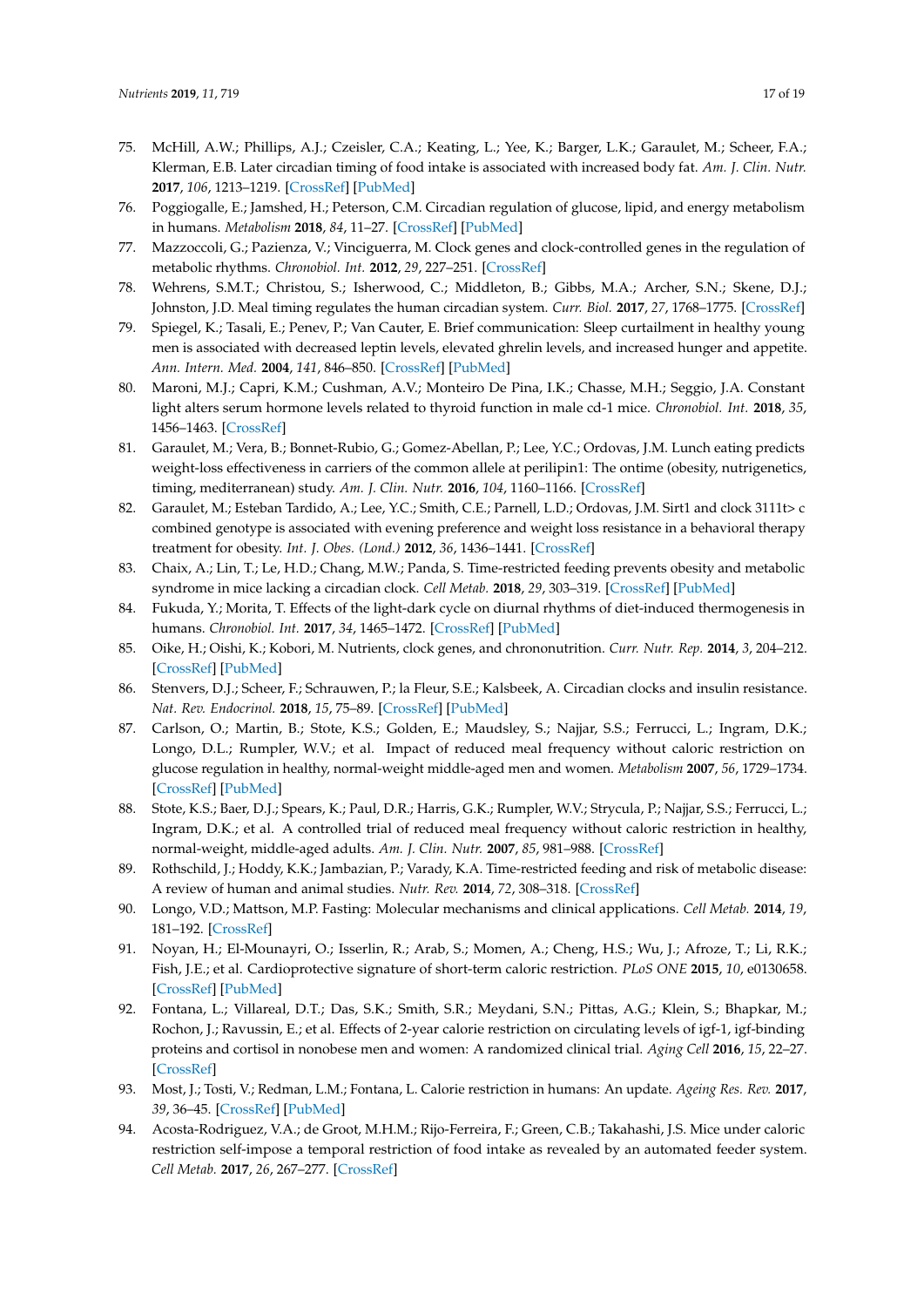75. McHill, A.W.; Phillips, A.J.; Czeisler, C.A.; Keating, L.; Yee, K.; Barger, L.K.; Garaulet, M.; Scheer, F.A.; Klerman, E.B. Later circadian timing of food intake is associated with increased body fat. *Am. J. Clin. Nutr.* **2017**, *106*, 1213–1219. [CrossRef] [PubMed]
76. Poggiogalle, E.; Jamshed, H.; Peterson, C.M. Circadian regulation of glucose, lipid, and energy metabolism in humans. *Metabolism* **2018**, *84*, 11–27. [CrossRef] [PubMed]
77. Mazzoccoli, G.; Pazienza, V.; Vinciguerra, M. Clock genes and clock-controlled genes in the regulation of metabolic rhythms. *Chronobiol. Int.* **2012**, *29*, 227–251. [CrossRef]
78. Wehrens, S.M.T.; Christou, S.; Isherwood, C.; Middleton, B.; Gibbs, M.A.; Archer, S.N.; Skene, D.J.; Johnston, J.D. Meal timing regulates the human circadian system. *Curr. Biol.* **2017**, *27*, 1768–1775. [CrossRef]
79. Spiegel, K.; Tasali, E.; Penev, P.; Van Cauter, E. Brief communication: Sleep curtailment in healthy young men is associated with decreased leptin levels, elevated ghrelin levels, and increased hunger and appetite. *Ann. Intern. Med.* **2004**, *141*, 846–850. [CrossRef] [PubMed]
80. Maroni, M.J.; Capri, K.M.; Cushman, A.V.; Monteiro De Pina, I.K.; Chasse, M.H.; Seggio, J.A. Constant light alters serum hormone levels related to thyroid function in male cd-1 mice. *Chronobiol. Int.* **2018**, *35*, 1456–1463. [CrossRef]
81. Garaulet, M.; Vera, B.; Bonnet-Rubio, G.; Gomez-Abellan, P.; Lee, Y.C.; Ordovas, J.M. Lunch eating predicts weight-loss effectiveness in carriers of the common allele at perilipin1: The ontime (obesity, nutrigenetics, timing, mediterranean) study. *Am. J. Clin. Nutr.* **2016**, *104*, 1160–1166. [CrossRef]
82. Garaulet, M.; Esteban Tardido, A.; Lee, Y.C.; Smith, C.E.; Parnell, L.D.; Ordovas, J.M. Sirt1 and clock 3111t> c combined genotype is associated with evening preference and weight loss resistance in a behavioral therapy treatment for obesity. *Int. J. Obes. (Lond.)* **2012**, *36*, 1436–1441. [CrossRef]
83. Chaix, A.; Lin, T.; Le, H.D.; Chang, M.W.; Panda, S. Time-restricted feeding prevents obesity and metabolic syndrome in mice lacking a circadian clock. *Cell Metab.* **2018**, *29*, 303–319. [CrossRef] [PubMed]
84. Fukuda, Y.; Morita, T. Effects of the light-dark cycle on diurnal rhythms of diet-induced thermogenesis in humans. *Chronobiol. Int.* **2017**, *34*, 1465–1472. [CrossRef] [PubMed]
85. Oike, H.; Oishi, K.; Kobori, M. Nutrients, clock genes, and chrononutrition. *Curr. Nutr. Rep.* **2014**, *3*, 204–212. [CrossRef] [PubMed]
86. Stenvers, D.J.; Scheer, F.; Schrauwen, P.; la Fleur, S.E.; Kalsbeek, A. Circadian clocks and insulin resistance. *Nat. Rev. Endocrinol.* **2018**, *15*, 75–89. [CrossRef] [PubMed]
87. Carlson, O.; Martin, B.; Stote, K.S.; Golden, E.; Maudsley, S.; Najjar, S.S.; Ferrucci, L.; Ingram, D.K.; Longo, D.L.; Rumpler, W.V.; et al. Impact of reduced meal frequency without caloric restriction on glucose regulation in healthy, normal-weight middle-aged men and women. *Metabolism* **2007**, *56*, 1729–1734. [CrossRef] [PubMed]
88. Stote, K.S.; Baer, D.J.; Spears, K.; Paul, D.R.; Harris, G.K.; Rumpler, W.V.; Strycula, P.; Najjar, S.S.; Ferrucci, L.; Ingram, D.K.; et al. A controlled trial of reduced meal frequency without caloric restriction in healthy, normal-weight, middle-aged adults. *Am. J. Clin. Nutr.* **2007**, *85*, 981–988. [CrossRef]
89. Rothschild, J.; Hoddy, K.K.; Jambazian, P.; Varady, K.A. Time-restricted feeding and risk of metabolic disease: A review of human and animal studies. *Nutr. Rev.* **2014**, *72*, 308–318. [CrossRef]
90. Longo, V.D.; Mattson, M.P. Fasting: Molecular mechanisms and clinical applications. *Cell Metab.* **2014**, *19*, 181–192. [CrossRef]
91. Noyan, H.; El-Mounayri, O.; Isserlin, R.; Arab, S.; Momen, A.; Cheng, H.S.; Wu, J.; Afroze, T.; Li, R.K.; Fish, J.E.; et al. Cardioprotective signature of short-term caloric restriction. *PLoS ONE* **2015**, *10*, e0130658. [CrossRef] [PubMed]
92. Fontana, L.; Villareal, D.T.; Das, S.K.; Smith, S.R.; Meydani, S.N.; Pittas, A.G.; Klein, S.; Bhapkar, M.; Rochon, J.; Ravussin, E.; et al. Effects of 2-year calorie restriction on circulating levels of igf-1, igf-binding proteins and cortisol in nonobese men and women: A randomized clinical trial. *Aging Cell* **2016**, *15*, 22–27. [CrossRef]
93. Most, J.; Tosti, V.; Redman, L.M.; Fontana, L. Calorie restriction in humans: An update. *Ageing Res. Rev.* **2017**, *39*, 36–45. [CrossRef] [PubMed]
94. Acosta-Rodriguez, V.A.; de Groot, M.H.M.; Rijo-Ferreira, F.; Green, C.B.; Takahashi, J.S. Mice under caloric restriction self-impose a temporal restriction of food intake as revealed by an automated feeder system. *Cell Metab.* **2017**, *26*, 267–277. [CrossRef]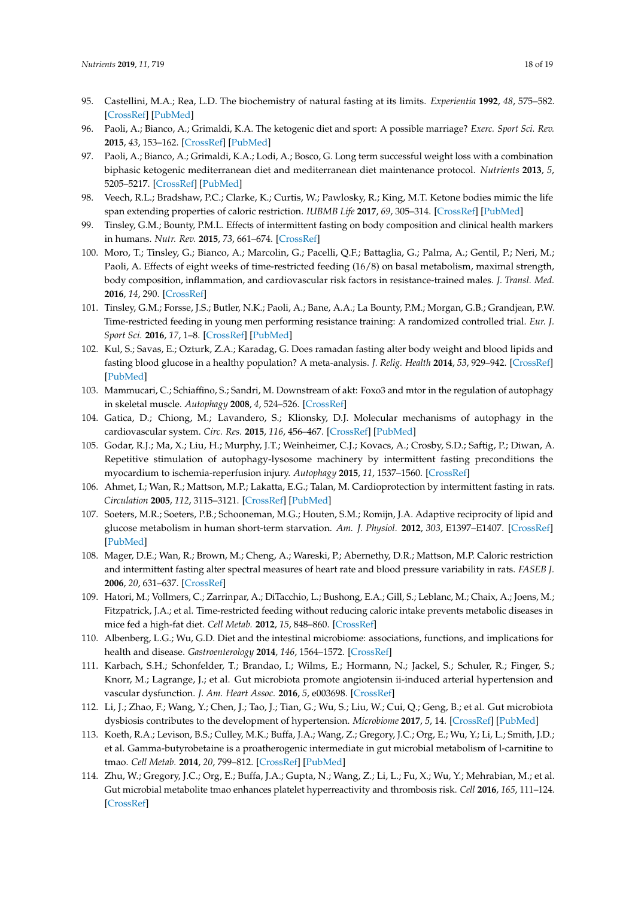95. Castellini, M.A.; Rea, L.D. The biochemistry of natural fasting at its limits. *Experientia* **1992**, *48*, 575–582. [CrossRef] [PubMed]
96. Paoli, A.; Bianco, A.; Grimaldi, K.A. The ketogenic diet and sport: A possible marriage? *Exerc. Sport Sci. Rev.* **2015**, *43*, 153–162. [CrossRef] [PubMed]
97. Paoli, A.; Bianco, A.; Grimaldi, K.A.; Lodi, A.; Bosco, G. Long term successful weight loss with a combination biphasic ketogenic mediterranean diet and mediterranean diet maintenance protocol. *Nutrients* **2013**, *5*, 5205–5217. [CrossRef] [PubMed]
98. Veech, R.L.; Bradshaw, P.C.; Clarke, K.; Curtis, W.; Pawlosky, R.; King, M.T. Ketone bodies mimic the life span extending properties of caloric restriction. *IUBMB Life* **2017**, *69*, 305–314. [CrossRef] [PubMed]
99. Tinsley, G.M.; Bounty, P.M.L. Effects of intermittent fasting on body composition and clinical health markers in humans. *Nutr. Rev.* **2015**, *73*, 661–674. [CrossRef]
100. Moro, T.; Tinsley, G.; Bianco, A.; Marcolin, G.; Pacelli, Q.F.; Battaglia, G.; Palma, A.; Gentil, P.; Neri, M.; Paoli, A. Effects of eight weeks of time-restricted feeding (16/8) on basal metabolism, maximal strength, body composition, inflammation, and cardiovascular risk factors in resistance-trained males. *J. Transl. Med.* **2016**, *14*, 290. [CrossRef]
101. Tinsley, G.M.; Forsse, J.S.; Butler, N.K.; Paoli, A.; Bane, A.A.; La Bounty, P.M.; Morgan, G.B.; Grandjean, P.W. Time-restricted feeding in young men performing resistance training: A randomized controlled trial. *Eur. J. Sport Sci.* **2016**, *17*, 1–8. [CrossRef] [PubMed]
102. Kul, S.; Savas, E.; Ozturk, Z.A.; Karadag, G. Does ramadan fasting alter body weight and blood lipids and fasting blood glucose in a healthy population? A meta-analysis. *J. Relig. Health* **2014**, *53*, 929–942. [CrossRef] [PubMed]
103. Mammucari, C.; Schiaffino, S.; Sandri, M. Downstream of akt: Foxo3 and mtor in the regulation of autophagy in skeletal muscle. *Autophagy* **2008**, *4*, 524–526. [CrossRef]
104. Gatica, D.; Chiong, M.; Lavandero, S.; Klionsky, D.J. Molecular mechanisms of autophagy in the cardiovascular system. *Circ. Res.* **2015**, *116*, 456–467. [CrossRef] [PubMed]
105. Godar, R.J.; Ma, X.; Liu, H.; Murphy, J.T.; Weinheimer, C.J.; Kovacs, A.; Crosby, S.D.; Saftig, P.; Diwan, A. Repetitive stimulation of autophagy-lysosome machinery by intermittent fasting preconditions the myocardium to ischemia-reperfusion injury. *Autophagy* **2015**, *11*, 1537–1560. [CrossRef]
106. Ahmet, I.; Wan, R.; Mattson, M.P.; Lakatta, E.G.; Talan, M. Cardioprotection by intermittent fasting in rats. *Circulation* **2005**, *112*, 3115–3121. [CrossRef] [PubMed]
107. Soeters, M.R.; Soeters, P.B.; Schooneman, M.G.; Houten, S.M.; Romijn, J.A. Adaptive reciprocity of lipid and glucose metabolism in human short-term starvation. *Am. J. Physiol.* **2012**, *303*, E1397–E1407. [CrossRef] [PubMed]
108. Mager, D.E.; Wan, R.; Brown, M.; Cheng, A.; Wareski, P.; Abernethy, D.R.; Mattson, M.P. Caloric restriction and intermittent fasting alter spectral measures of heart rate and blood pressure variability in rats. *FASEB J.* **2006**, *20*, 631–637. [CrossRef]
109. Hatori, M.; Vollmers, C.; Zarrinpar, A.; DiTacchio, L.; Bushong, E.A.; Gill, S.; Leblanc, M.; Chaix, A.; Joens, M.; Fitzpatrick, J.A.; et al. Time-restricted feeding without reducing caloric intake prevents metabolic diseases in mice fed a high-fat diet. *Cell Metab.* **2012**, *15*, 848–860. [CrossRef]
110. Albenberg, L.G.; Wu, G.D. Diet and the intestinal microbiome: associations, functions, and implications for health and disease. *Gastroenterology* **2014**, *146*, 1564–1572. [CrossRef]
111. Karbach, S.H.; Schonfelder, T.; Brandao, I.; Wilms, E.; Hormann, N.; Jackel, S.; Schuler, R.; Finger, S.; Knorr, M.; Lagrange, J.; et al. Gut microbiota promote angiotensin ii-induced arterial hypertension and vascular dysfunction. *J. Am. Heart Assoc.* **2016**, *5*, e003698. [CrossRef]
112. Li, J.; Zhao, F.; Wang, Y.; Chen, J.; Tao, J.; Tian, G.; Wu, S.; Liu, W.; Cui, Q.; Geng, B.; et al. Gut microbiota dysbiosis contributes to the development of hypertension. *Microbiome* **2017**, *5*, 14. [CrossRef] [PubMed]
113. Koeth, R.A.; Levison, B.S.; Culley, M.K.; Buffa, J.A.; Wang, Z.; Gregory, J.C.; Org, E.; Wu, Y.; Li, L.; Smith, J.D.; et al. Gamma-butyrobetaine is a proatherogenic intermediate in gut microbial metabolism of l-carnitine to tmao. *Cell Metab.* **2014**, *20*, 799–812. [CrossRef] [PubMed]
114. Zhu, W.; Gregory, J.C.; Org, E.; Buffa, J.A.; Gupta, N.; Wang, Z.; Li, L.; Fu, X.; Wu, Y.; Mehrabian, M.; et al. Gut microbial metabolite tmao enhances platelet hyperreactivity and thrombosis risk. *Cell* **2016**, *165*, 111–124. [CrossRef]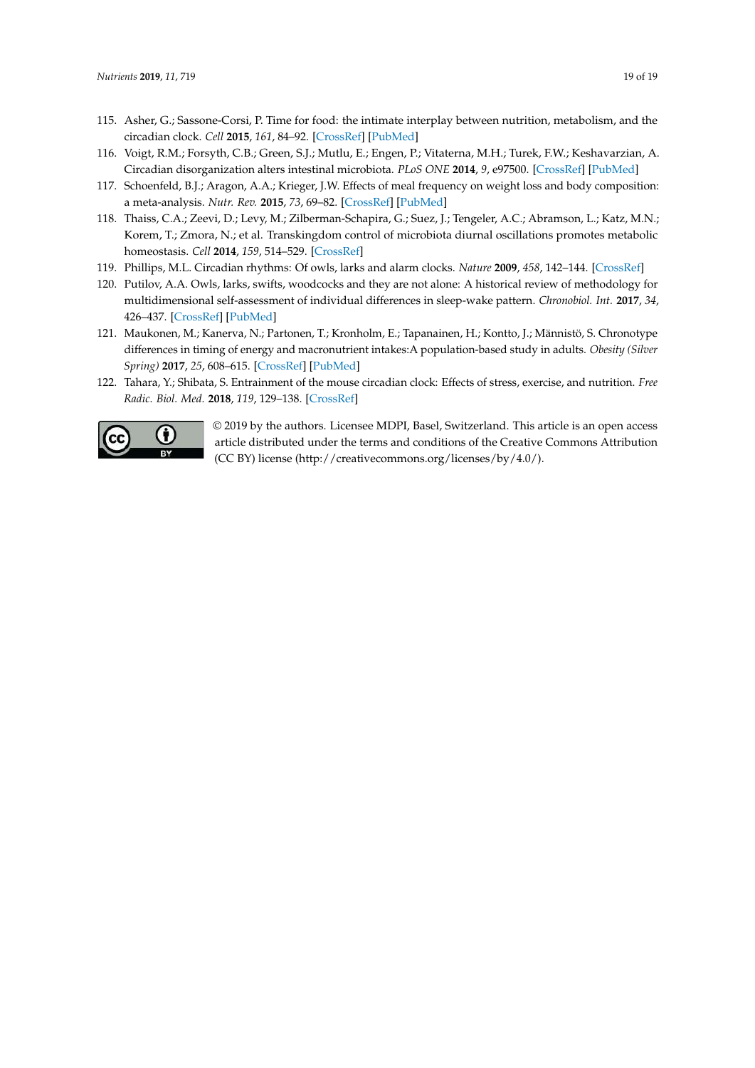115. Asher, G.; Sassone-Corsi, P. Time for food: the intimate interplay between nutrition, metabolism, and the circadian clock. *Cell* **2015**, *161*, 84–92. [CrossRef] [PubMed]
116. Voigt, R.M.; Forsyth, C.B.; Green, S.J.; Mutlu, E.; Engen, P.; Vitaterna, M.H.; Turek, F.W.; Keshavarzian, A. Circadian disorganization alters intestinal microbiota. *PLoS ONE* **2014**, *9*, e97500. [CrossRef] [PubMed]
117. Schoenfeld, B.J.; Aragon, A.A.; Krieger, J.W. Effects of meal frequency on weight loss and body composition: a meta-analysis. *Nutr. Rev.* **2015**, *73*, 69–82. [CrossRef] [PubMed]
118. Thaiss, C.A.; Zeevi, D.; Levy, M.; Zilberman-Schapira, G.; Suez, J.; Tengeler, A.C.; Abramson, L.; Katz, M.N.; Korem, T.; Zmora, N.; et al. Transkingdom control of microbiota diurnal oscillations promotes metabolic homeostasis. *Cell* **2014**, *159*, 514–529. [CrossRef]
119. Phillips, M.L. Circadian rhythms: Of owls, larks and alarm clocks. *Nature* **2009**, *458*, 142–144. [CrossRef]
120. Putilov, A.A. Owls, larks, swifts, woodcocks and they are not alone: A historical review of methodology for multidimensional self-assessment of individual differences in sleep-wake pattern. *Chronobiol. Int.* **2017**, *34*, 426–437. [CrossRef] [PubMed]
121. Maukonen, M.; Kanerva, N.; Partonen, T.; Kronholm, E.; Tapanainen, H.; Kontto, J.; Männistö, S. Chronotype differences in timing of energy and macronutrient intakes:A population-based study in adults. *Obesity (Silver Spring)* **2017**, *25*, 608–615. [CrossRef] [PubMed]
122. Tahara, Y.; Shibata, S. Entrainment of the mouse circadian clock: Effects of stress, exercise, and nutrition. *Free Radic. Biol. Med.* **2018**, *119*, 129–138. [CrossRef]

© 2019 by the authors. Licensee MDPI, Basel, Switzerland. This article is an open access article distributed under the terms and conditions of the Creative Commons Attribution (CC BY) license (http://creativecommons.org/licenses/by/4.0/).